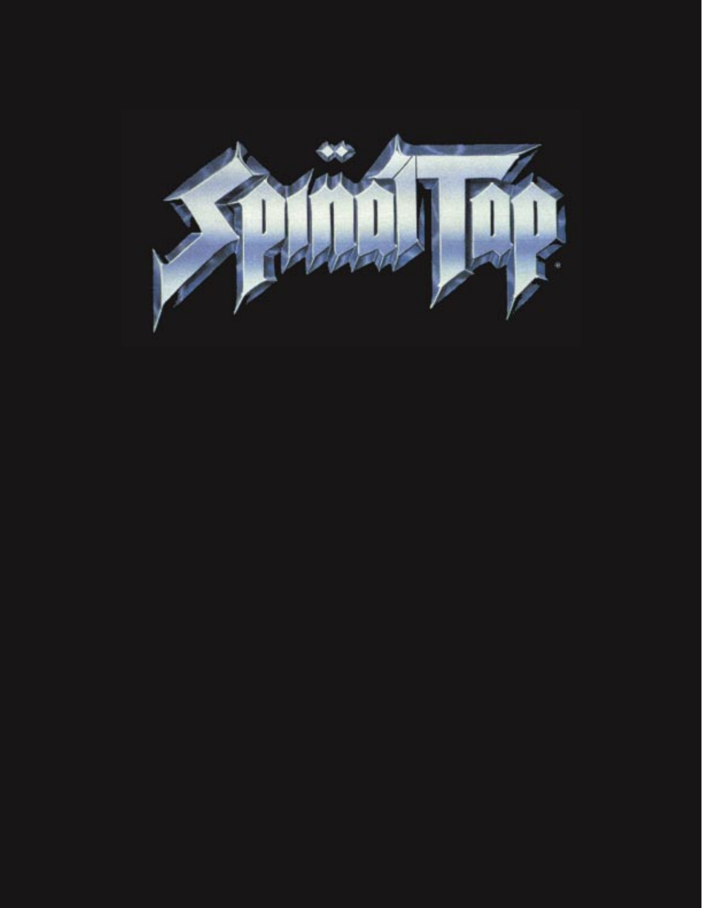# Spın̈al Tap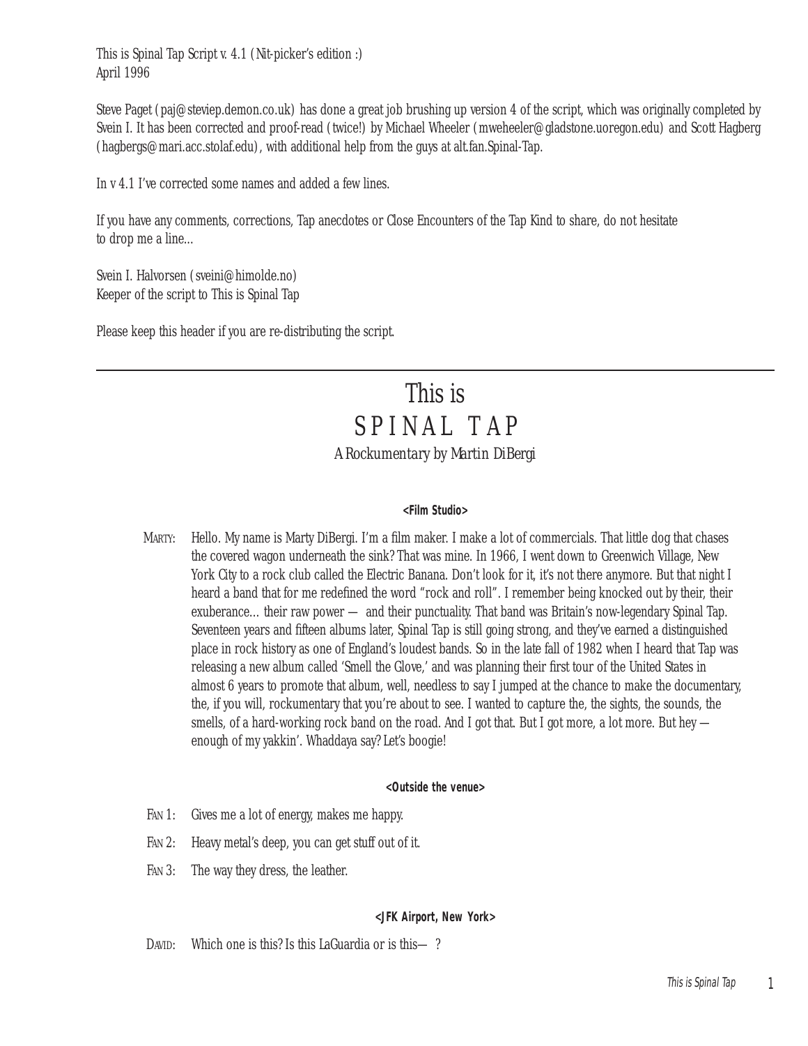This is Spinal Tap Script v. 4.1 (Nit-picker's edition :)
April 1996

Steve Paget (paj@steviep.demon.co.uk) has done a great job brushing up version 4 of the script, which was originally completed by Svein I. It has been corrected and proof-read (twice!) by Michael Wheeler (mweheeler@gladstone.uoregon.edu) and Scott Hagberg (hagbergs@mari.acc.stolaf.edu), with additional help from the guys at alt.fan.Spinal-Tap.

In v 4.1 I've corrected some names and added a few lines.

If you have any comments, corrections, Tap anecdotes or Close Encounters of the Tap Kind to share, do not hesitate to drop me a line...

Svein I. Halvorsen (sveini@himolde.no)
Keeper of the script to This is Spinal Tap

Please keep this header if you are re-distributing the script.

---

# This is SPINAL TAP

*A Rockumentary by Martin DiBergi*

**<Film Studio>**

MARTY: Hello. My name is Marty DiBergi. I'm a film maker. I make a lot of commercials. That little dog that chases the covered wagon underneath the sink? That was mine. In 1966, I went down to Greenwich Village, New York City to a rock club called the Electric Banana. Don't look for it, it's not there anymore. But that night I heard a band that for me redefined the word "rock and roll". I remember being knocked out by their, their exuberance... their raw power — and their punctuality. That band was Britain's now-legendary Spinal Tap. Seventeen years and fifteen albums later, Spinal Tap is still going strong, and they've earned a distinguished place in rock history as one of England's loudest bands. So in the late fall of 1982 when I heard that Tap was releasing a new album called 'Smell the Glove,' and was planning their first tour of the United States in almost 6 years to promote that album, well, needless to say I jumped at the chance to make the documentary, the, if you will, rockumentary that you're about to see. I wanted to capture the, the sights, the sounds, the smells, of a hard-working rock band on the road. And I got that. But I got more, a lot more. But hey — enough of my yakkin'. Whaddaya say? Let's boogie!

**<Outside the venue>**

FAN 1: Gives me a lot of energy, makes me happy.

FAN 2: Heavy metal's deep, you can get stuff out of it.

FAN 3: The way they dress, the leather.

**<JFK Airport, New York>**

DAVID: Which one is this? Is this LaGuardia or is this— ?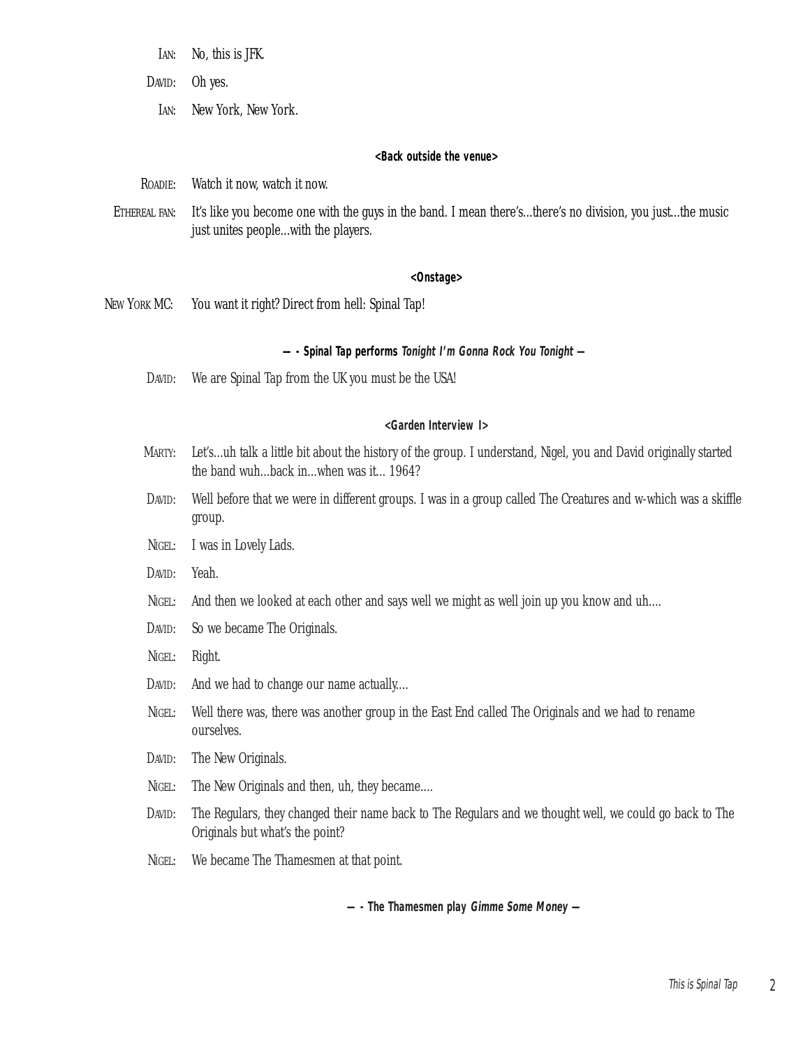IAN: No, this is JFK.

DAVID: Oh yes.

IAN: New York, New York.

**<Back outside the venue>**

ROADIE: Watch it now, watch it now.

ETHEREAL FAN: It's like you become one with the guys in the band. I mean there's...there's no division, you just...the music just unites people...with the players.

**<Onstage>**

NEW YORK MC: You want it right? Direct from hell: Spinal Tap!

**— - Spinal Tap performs *Tonight I'm Gonna Rock You Tonight* —**

DAVID: We are Spinal Tap from the UK you must be the USA!

**<Garden Interview I>**

MARTY: Let's...uh talk a little bit about the history of the group. I understand, Nigel, you and David originally started the band wuh...back in...when was it... 1964?

DAVID: Well before that we were in different groups. I was in a group called The Creatures and w-which was a skiffle group.

NIGEL: I was in Lovely Lads.

DAVID: Yeah.

NIGEL: And then we looked at each other and says well we might as well join up you know and uh....

DAVID: So we became The Originals.

NIGEL: Right.

DAVID: And we had to change our name actually....

NIGEL: Well there was, there was another group in the East End called The Originals and we had to rename ourselves.

DAVID: The New Originals.

NIGEL: The New Originals and then, uh, they became....

DAVID: The Regulars, they changed their name back to The Regulars and we thought well, we could go back to The Originals but what's the point?

NIGEL: We became The Thamesmen at that point.

**— - The Thamesmen play *Gimme Some Money* —**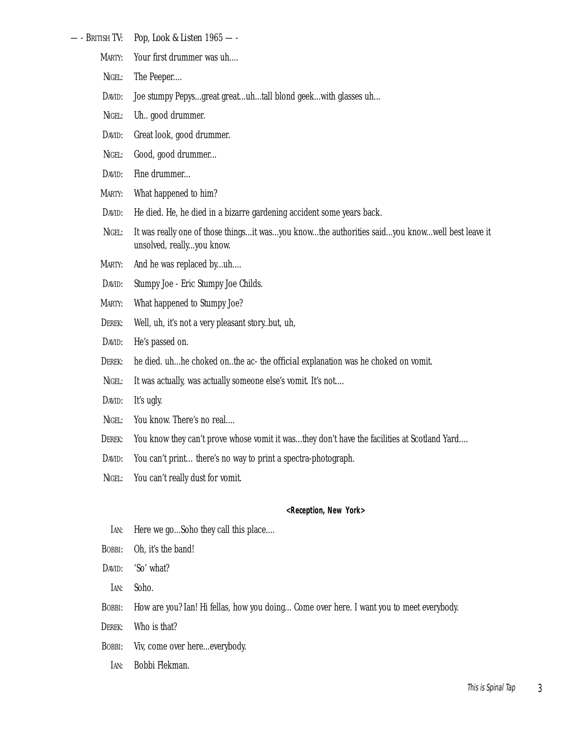— - BRITISH TV: Pop, Look & Listen 1965 — -

MARTY: Your first drummer was uh....

NIGEL: The Peeper....

DAVID: Joe stumpy Pepys...great great...uh...tall blond geek...with glasses uh...

NIGEL: Uh.. good drummer.

DAVID: Great look, good drummer.

NIGEL: Good, good drummer...

DAVID: Fine drummer...

MARTY: What happened to him?

DAVID: He died. He, he died in a bizarre gardening accident some years back.

NIGEL: It was really one of those things...it was...you know...the authorities said...you know...well best leave it unsolved, really...you know.

MARTY: And he was replaced by...uh....

DAVID: Stumpy Joe - Eric Stumpy Joe Childs.

MARTY: What happened to Stumpy Joe?

DEREK: Well, uh, it's not a very pleasant story..but, uh,

DAVID: He's passed on.

DEREK: he died. uh...he choked on..the ac- the official explanation was he choked on vomit.

NIGEL: It was actually, was actually someone else's vomit. It's not....

DAVID: It's ugly.

NIGEL: You know. There's no real....

DEREK: You know they can't prove whose vomit it was...they don't have the facilities at Scotland Yard....

DAVID: You can't print... there's no way to print a spectra-photograph.

NIGEL: You can't really dust for vomit.

**<Reception, New York>**

IAN: Here we go...Soho they call this place....

BOBBI: Oh, it's the band!

DAVID: 'So' what?

IAN: Soho.

BOBBI: How are you? Ian! Hi fellas, how you doing... Come over here. I want you to meet everybody.

DEREK: Who is that?

BOBBI: Viv, come over here...everybody.

IAN: Bobbi Flekman.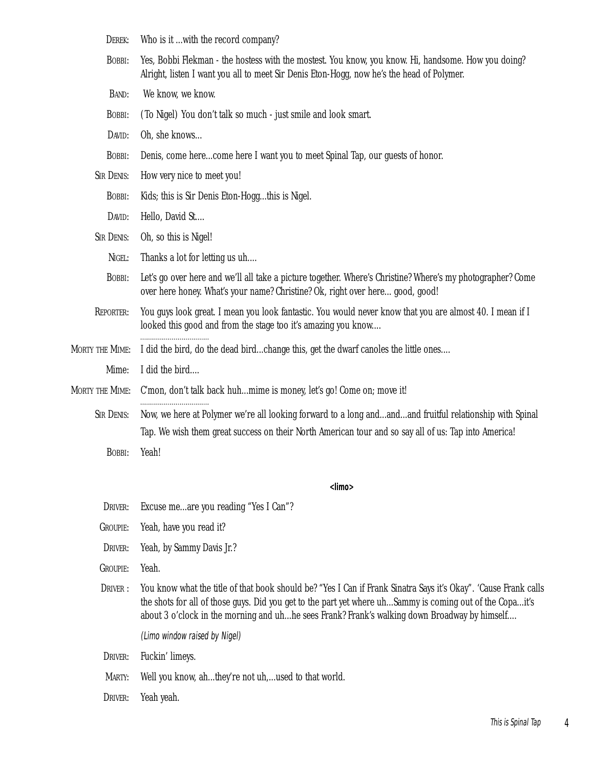**Derek:** Who is it ...with the record company?

**Bobbi:** Yes, Bobbi Flekman - the hostess with the mostest. You know, you know. Hi, handsome. How you doing? Alright, listen I want you all to meet Sir Denis Eton-Hogg, now he's the head of Polymer.

**Band:** We know, we know.

**Bobbi:** (To Nigel) You don't talk so much - just smile and look smart.

**David:** Oh, she knows...

**Bobbi:** Denis, come here...come here I want you to meet Spinal Tap, our guests of honor.

**Sir Denis:** How very nice to meet you!

**Bobbi:** Kids; this is Sir Denis Eton-Hogg...this is Nigel.

**David:** Hello, David St....

**Sir Denis:** Oh, so this is Nigel!

**Nigel:** Thanks a lot for letting us uh....

**Bobbi:** Let's go over here and we'll all take a picture together. Where's Christine? Where's my photographer? Come over here honey. What's your name? Christine? Ok, right over here... good, good!

**Reporter:** You guys look great. I mean you look fantastic. You would never know that you are almost 40. I mean if I looked this good and from the stage too it's amazing you know....

..................................

**Morty the Mime:** I did the bird, do the dead bird...change this, get the dwarf canoles the little ones....

**Mime:** I did the bird....

**Morty the Mime:** C'mon, don't talk back huh...mime is money, let's go! Come on; move it!

..................................

**Sir Denis:** Now, we here at Polymer we're all looking forward to a long and...and...and fruitful relationship with Spinal Tap. We wish them great success on their North American tour and so say all of us: Tap into America!

**Bobbi:** Yeah!

<limo>

**Driver:** Excuse me...are you reading "Yes I Can"?

**Groupie:** Yeah, have you read it?

**Driver:** Yeah, by Sammy Davis Jr.?

**Groupie:** Yeah.

**Driver :** You know what the title of that book should be? "Yes I Can if Frank Sinatra Says it's Okay". 'Cause Frank calls the shots for all of those guys. Did you get to the part yet where uh...Sammy is coming out of the Copa...it's about 3 o'clock in the morning and uh...he sees Frank? Frank's walking down Broadway by himself....

*(Limo window raised by Nigel)*

**Driver:** Fuckin' limeys.

**Marty:** Well you know, ah...they're not uh,...used to that world.

**Driver:** Yeah yeah.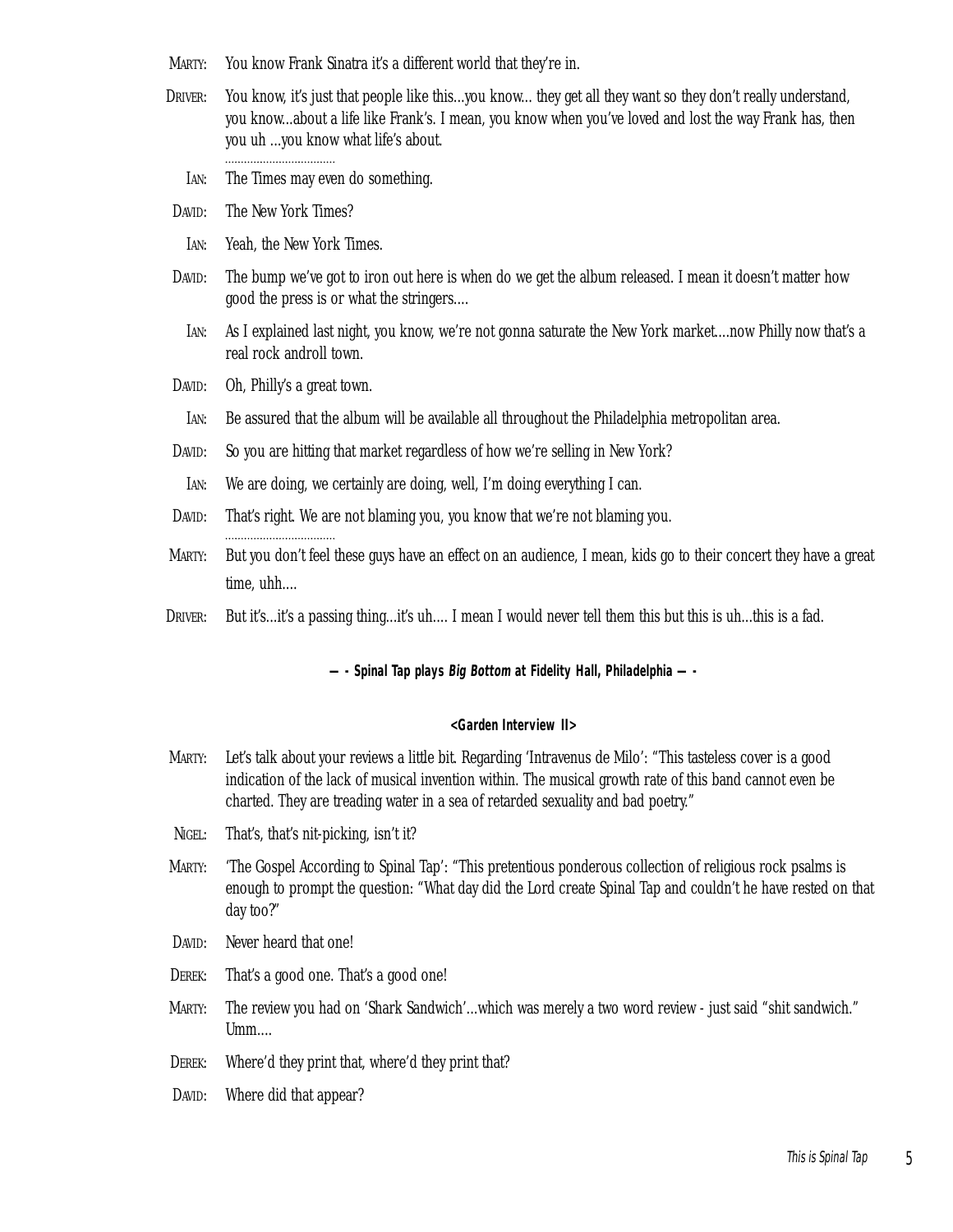MARTY: You know Frank Sinatra it's a different world that they're in.

DRIVER: You know, it's just that people like this...you know... they get all they want so they don't really understand, you know...about a life like Frank's. I mean, you know when you've loved and lost the way Frank has, then you uh ...you know what life's about.

..................................

IAN: The Times may even do something.

DAVID: The New York Times?

IAN: Yeah, the New York Times.

DAVID: The bump we've got to iron out here is when do we get the album released. I mean it doesn't matter how good the press is or what the stringers....

IAN: As I explained last night, you know, we're not gonna saturate the New York market....now Philly now that's a real rock androll town.

DAVID: Oh, Philly's a great town.

IAN: Be assured that the album will be available all throughout the Philadelphia metropolitan area.

DAVID: So you are hitting that market regardless of how we're selling in New York?

IAN: We are doing, we certainly are doing, well, I'm doing everything I can.

DAVID: That's right. We are not blaming you, you know that we're not blaming you.

..................................

MARTY: But you don't feel these guys have an effect on an audience, I mean, kids go to their concert they have a great time, uhh....

DRIVER: But it's...it's a passing thing...it's uh.... I mean I would never tell them this but this is uh...this is a fad.

**— - Spinal Tap plays *Big Bottom* at Fidelity Hall, Philadelphia — -**

**<Garden Interview II>**

MARTY: Let's talk about your reviews a little bit. Regarding 'Intravenus de Milo': "This tasteless cover is a good indication of the lack of musical invention within. The musical growth rate of this band cannot even be charted. They are treading water in a sea of retarded sexuality and bad poetry."

NIGEL: That's, that's nit-picking, isn't it?

MARTY: 'The Gospel According to Spinal Tap': "This pretentious ponderous collection of religious rock psalms is enough to prompt the question: "What day did the Lord create Spinal Tap and couldn't he have rested on that day too?"

DAVID: Never heard that one!

DEREK: That's a good one. That's a good one!

MARTY: The review you had on 'Shark Sandwich'...which was merely a two word review - just said "shit sandwich." Umm....

DEREK: Where'd they print that, where'd they print that?

DAVID: Where did that appear?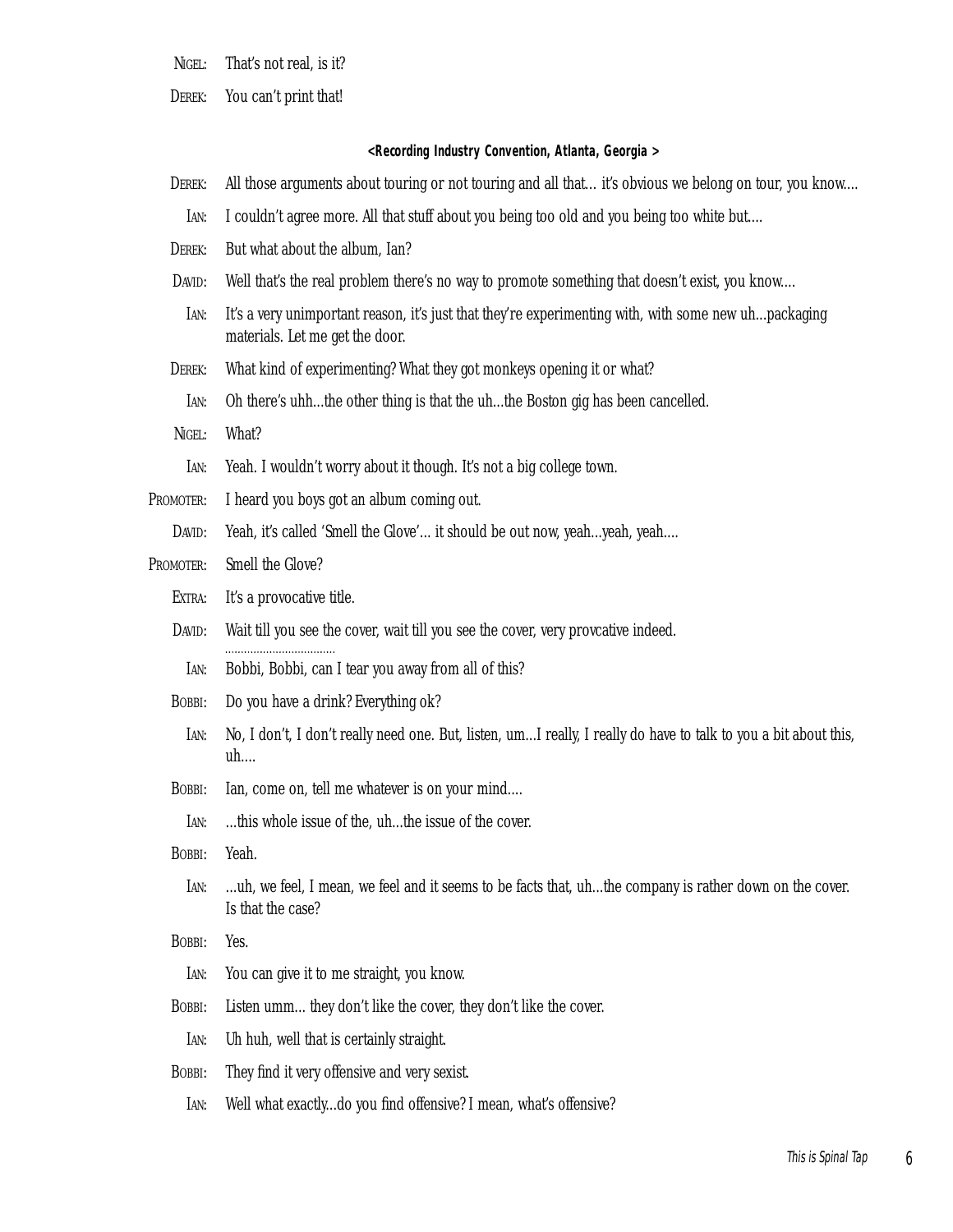NIGEL: That's not real, is it?

DEREK: You can't print that!

**<Recording Industry Convention, Atlanta, Georgia >**

DEREK: All those arguments about touring or not touring and all that… it's obvious we belong on tour, you know....

IAN: I couldn't agree more. All that stuff about you being too old and you being too white but....

DEREK: But what about the album, Ian?

DAVID: Well that's the real problem there's no way to promote something that doesn't exist, you know....

IAN: It's a very unimportant reason, it's just that they're experimenting with, with some new uh...packaging materials. Let me get the door.

DEREK: What kind of experimenting? What they got monkeys opening it or what?

IAN: Oh there's uhh...the other thing is that the uh...the Boston gig has been cancelled.

NIGEL: What?

IAN: Yeah. I wouldn't worry about it though. It's not a big college town.

PROMOTER: I heard you boys got an album coming out.

DAVID: Yeah, it's called 'Smell the Glove'... it should be out now, yeah...yeah, yeah....

PROMOTER: Smell the Glove?

EXTRA: It's a provocative title.

DAVID: Wait till you see the cover, wait till you see the cover, very provcative indeed.

IAN: Bobbi, Bobbi, can I tear you away from all of this?

BOBBI: Do you have a drink? Everything ok?

IAN: No, I don't, I don't really need one. But, listen, um...I really, I really do have to talk to you a bit about this, uh....

BOBBI: Ian, come on, tell me whatever is on your mind....

IAN: ...this whole issue of the, uh...the issue of the cover.

BOBBI: Yeah.

IAN: ...uh, we feel, I mean, we feel and it seems to be facts that, uh...the company is rather down on the cover. Is that the case?

BOBBI: Yes.

IAN: You can give it to me straight, you know.

BOBBI: Listen umm... they don't like the cover, they don't like the cover.

IAN: Uh huh, well that is certainly straight.

BOBBI: They find it very offensive and very sexist.

IAN: Well what exactly...do you find offensive? I mean, what's offensive?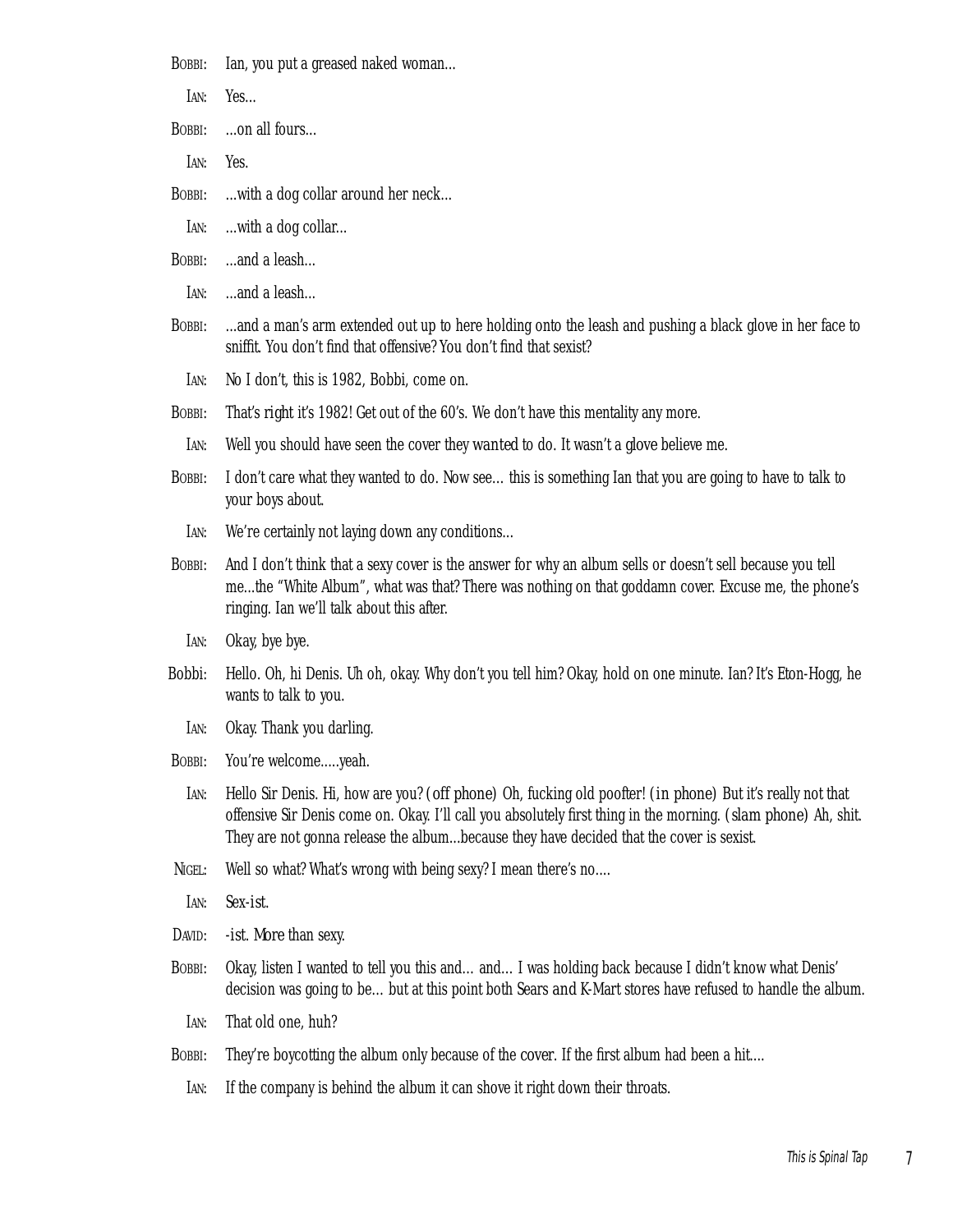BOBBI: Ian, you put a greased naked woman...

IAN: Yes...

BOBBI: ...on all fours...

IAN: Yes.

BOBBI: ...with a dog collar around her neck...

IAN: ...with a dog collar...

BOBBI: ...and a leash...

IAN: ...and a leash...

BOBBI: ...and a man's arm extended out up to here holding onto the leash and pushing a black glove in her face to sniffit. You don't find that offensive? You don't find that sexist?

IAN: No I don't, this is 1982, Bobbi, come on.

BOBBI: That's right it's 1982! Get out of the 60's. We don't have this mentality any more.

IAN: Well you should have seen the cover they wanted to do. It wasn't a glove believe me.

BOBBI: I don't care what they wanted to do. Now see... this is something Ian that you are going to have to talk to your boys about.

IAN: We're certainly not laying down any conditions...

BOBBI: And I don't think that a sexy cover is the answer for why an album sells or doesn't sell because you tell me...the "White Album", what was that? There was nothing on that goddamn cover. Excuse me, the phone's ringing. Ian we'll talk about this after.

IAN: Okay, bye bye.

Bobbi: Hello. Oh, hi Denis. Uh oh, okay. Why don't you tell him? Okay, hold on one minute. Ian? It's Eton-Hogg, he wants to talk to you.

IAN: Okay. Thank you darling.

BOBBI: You're welcome.....yeah.

IAN: Hello Sir Denis. Hi, how are you? (off phone) Oh, fucking old poofter! (in phone) But it's really not that offensive Sir Denis come on. Okay. I'll call you absolutely first thing in the morning. (slam phone) Ah, shit. They are not gonna release the album...because they have decided that the cover is sexist.

NIGEL: Well so what? What's wrong with being sexy? I mean there's no....

IAN: Sex-ist.

DAVID: -ist. More than sexy.

BOBBI: Okay, listen I wanted to tell you this and... and... I was holding back because I didn't know what Denis' decision was going to be... but at this point both Sears and K-Mart stores have refused to handle the album.

IAN: That old one, huh?

BOBBI: They're boycotting the album only because of the cover. If the first album had been a hit....

IAN: If the company is behind the album it can shove it right down their throats.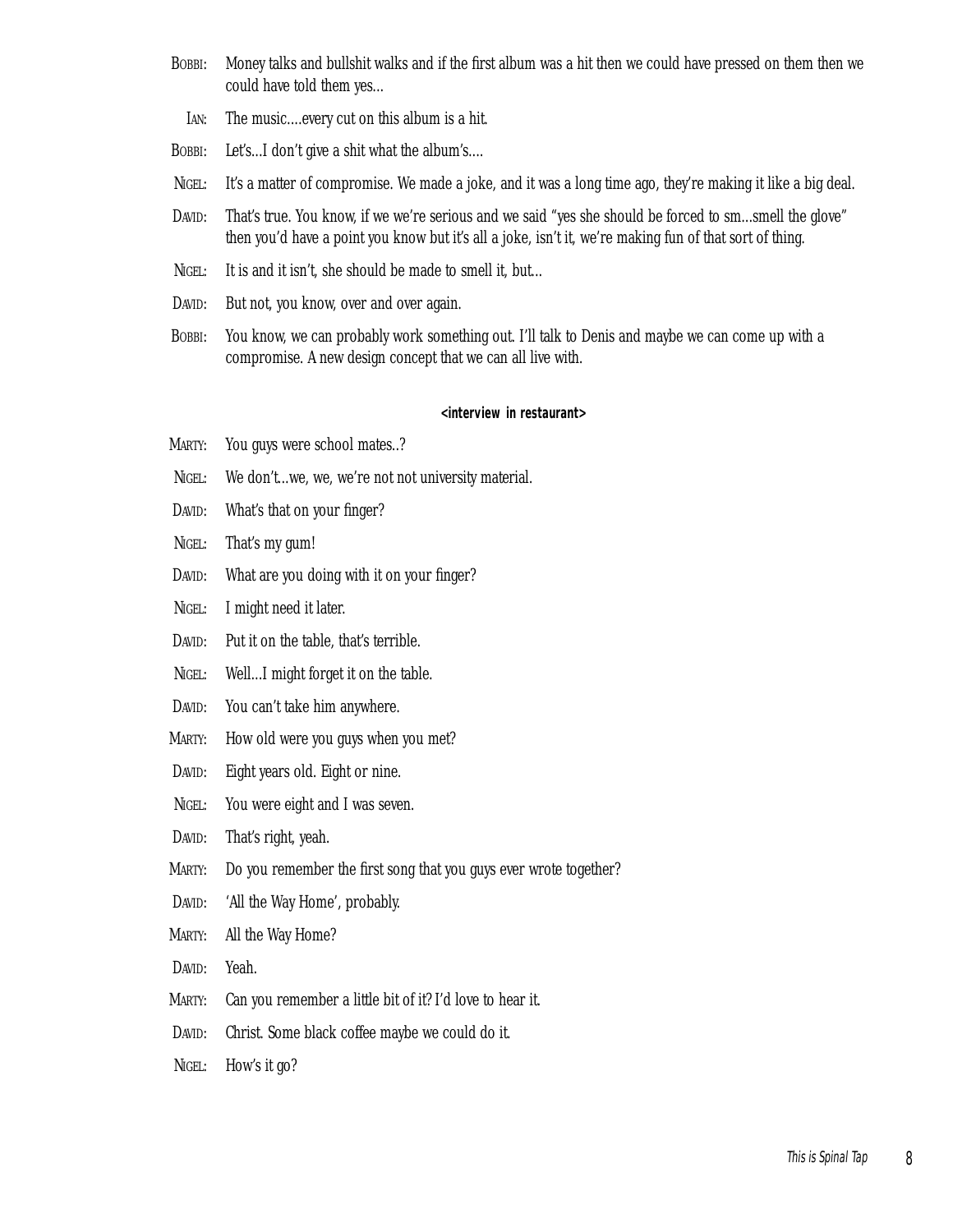BOBBI: Money talks and bullshit walks and if the first album was a hit then we could have pressed on them then we could have told them yes...

IAN: The music....every cut on this album is a hit.

BOBBI: Let's...I don't give a shit what the album's....

NIGEL: It's a matter of compromise. We made a joke, and it was a long time ago, they're making it like a big deal.

DAVID: That's true. You know, if we we're serious and we said "yes she should be forced to sm...smell the glove" then you'd have a point you know but it's all a joke, isn't it, we're making fun of that sort of thing.

NIGEL: It is and it isn't, she should be made to smell it, but...

DAVID: But not, you know, over and over again.

BOBBI: You know, we can probably work something out. I'll talk to Denis and maybe we can come up with a compromise. A new design concept that we can all live with.

**<interview in restaurant>**

MARTY: You guys were school mates..?

NIGEL: We don't...we, we, we're not not university material.

DAVID: What's that on your finger?

NIGEL: That's my gum!

DAVID: What are you doing with it on your finger?

NIGEL: I might need it later.

DAVID: Put it on the table, that's terrible.

NIGEL: Well...I might forget it on the table.

DAVID: You can't take him anywhere.

MARTY: How old were you guys when you met?

DAVID: Eight years old. Eight or nine.

NIGEL: You were eight and I was seven.

DAVID: That's right, yeah.

MARTY: Do you remember the first song that you guys ever wrote together?

DAVID: 'All the Way Home', probably.

MARTY: All the Way Home?

DAVID: Yeah.

MARTY: Can you remember a little bit of it? I'd love to hear it.

DAVID: Christ. Some black coffee maybe we could do it.

NIGEL: How's it go?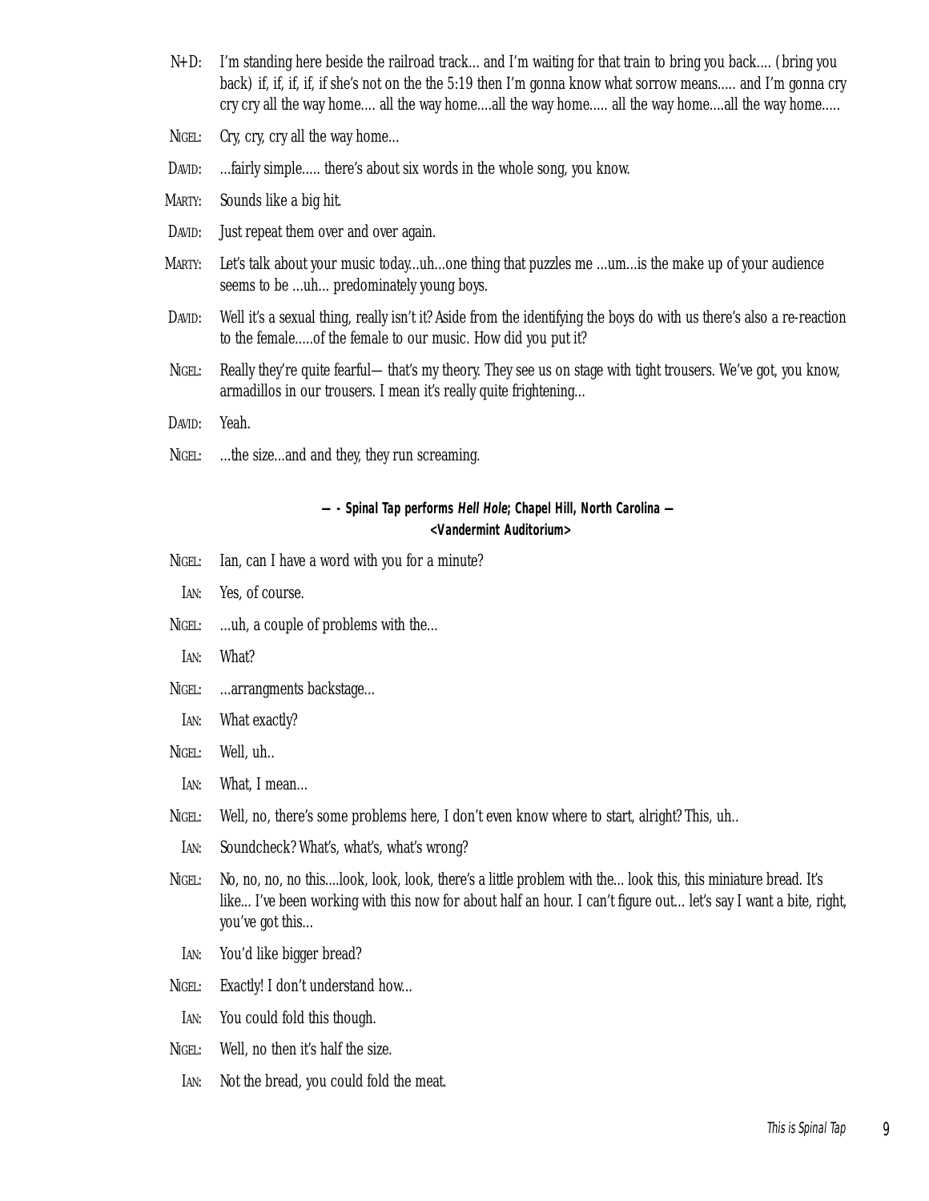N+D: I'm standing here beside the railroad track... and I'm waiting for that train to bring you back.... (bring you back) if, if, if, if, if she's not on the the 5:19 then I'm gonna know what sorrow means..... and I'm gonna cry cry cry all the way home.... all the way home....all the way home..... all the way home....all the way home.....

NIGEL: Cry, cry, cry all the way home...

DAVID: ...fairly simple..... there's about six words in the whole song, you know.

MARTY: Sounds like a big hit.

DAVID: Just repeat them over and over again.

MARTY: Let's talk about your music today...uh...one thing that puzzles me ...um...is the make up of your audience seems to be ...uh... predominately young boys.

DAVID: Well it's a sexual thing, really isn't it? Aside from the identifying the boys do with us there's also a re-reaction to the female.....of the female to our music. How did you put it?

NIGEL: Really they're quite fearful— that's my theory. They see us on stage with tight trousers. We've got, you know, armadillos in our trousers. I mean it's really quite frightening...

DAVID: Yeah.

NIGEL: ...the size...and and they, they run screaming.

**— - Spinal Tap performs *Hell Hole*; Chapel Hill, North Carolina —**
**<Vandermint Auditorium>**

NIGEL: Ian, can I have a word with you for a minute?

IAN: Yes, of course.

NIGEL: ...uh, a couple of problems with the...

IAN: What?

NIGEL: ...arrangments backstage...

IAN: What exactly?

NIGEL: Well, uh..

IAN: What, I mean...

NIGEL: Well, no, there's some problems here, I don't even know where to start, alright? This, uh..

IAN: Soundcheck? What's, what's, what's wrong?

NIGEL: No, no, no, no this....look, look, look, there's a little problem with the... look this, this miniature bread. It's like... I've been working with this now for about half an hour. I can't figure out... let's say I want a bite, right, you've got this...

IAN: You'd like bigger bread?

NIGEL: Exactly! I don't understand how...

IAN: You could fold this though.

NIGEL: Well, no then it's half the size.

IAN: Not the bread, you could fold the meat.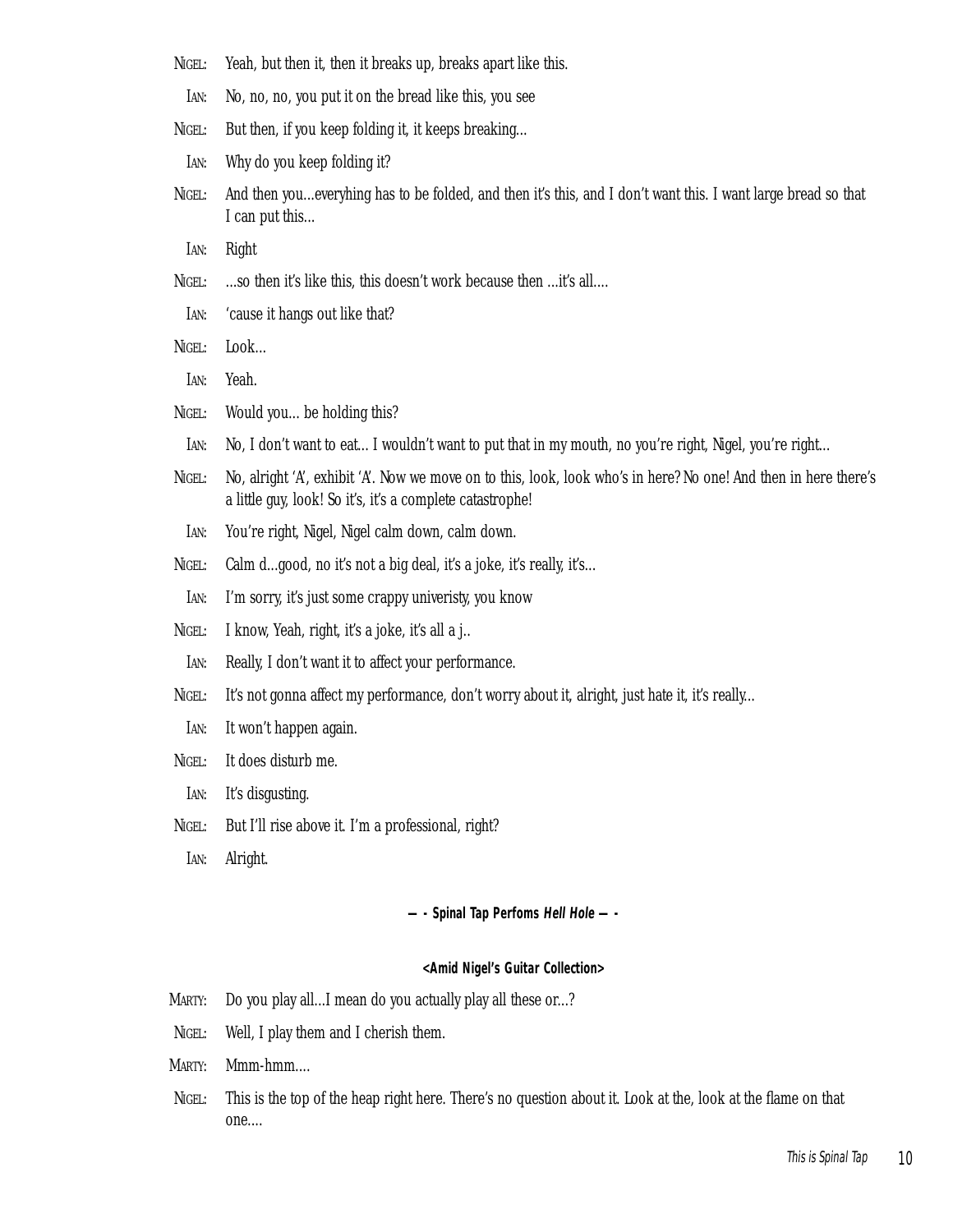NIGEL: Yeah, but then it, then it breaks up, breaks apart like this.

IAN: No, no, no, you put it on the bread like this, you see

NIGEL: But then, if you keep folding it, it keeps breaking...

IAN: Why do you keep folding it?

NIGEL: And then you...everyhing has to be folded, and then it's this, and I don't want this. I want large bread so that I can put this...

IAN: Right

NIGEL: ...so then it's like this, this doesn't work because then ...it's all....

IAN: 'cause it hangs out like that?

NIGEL: Look...

IAN: Yeah.

NIGEL: Would you... be holding this?

IAN: No, I don't want to eat... I wouldn't want to put that in my mouth, no you're right, Nigel, you're right...

NIGEL: No, alright 'A', exhibit 'A'. Now we move on to this, look, look who's in here? No one! And then in here there's a little guy, look! So it's, it's a complete catastrophe!

IAN: You're right, Nigel, Nigel calm down, calm down.

NIGEL: Calm d...good, no it's not a big deal, it's a joke, it's really, it's...

IAN: I'm sorry, it's just some crappy univeristy, you know

NIGEL: I know, Yeah, right, it's a joke, it's all a j..

IAN: Really, I don't want it to affect your performance.

NIGEL: It's not gonna affect my performance, don't worry about it, alright, just hate it, it's really...

IAN: It won't happen again.

NIGEL: It does disturb me.

IAN: It's disgusting.

NIGEL: But I'll rise above it. I'm a professional, right?

IAN: Alright.

**— - Spinal Tap Perfoms *Hell Hole* — -**

**<Amid Nigel's Guitar Collection>**

MARTY: Do you play all...I mean do you actually play all these or...?

NIGEL: Well, I play them and I cherish them.

MARTY: Mmm-hmm....

NIGEL: This is the top of the heap right here. There's no question about it. Look at the, look at the flame on that one....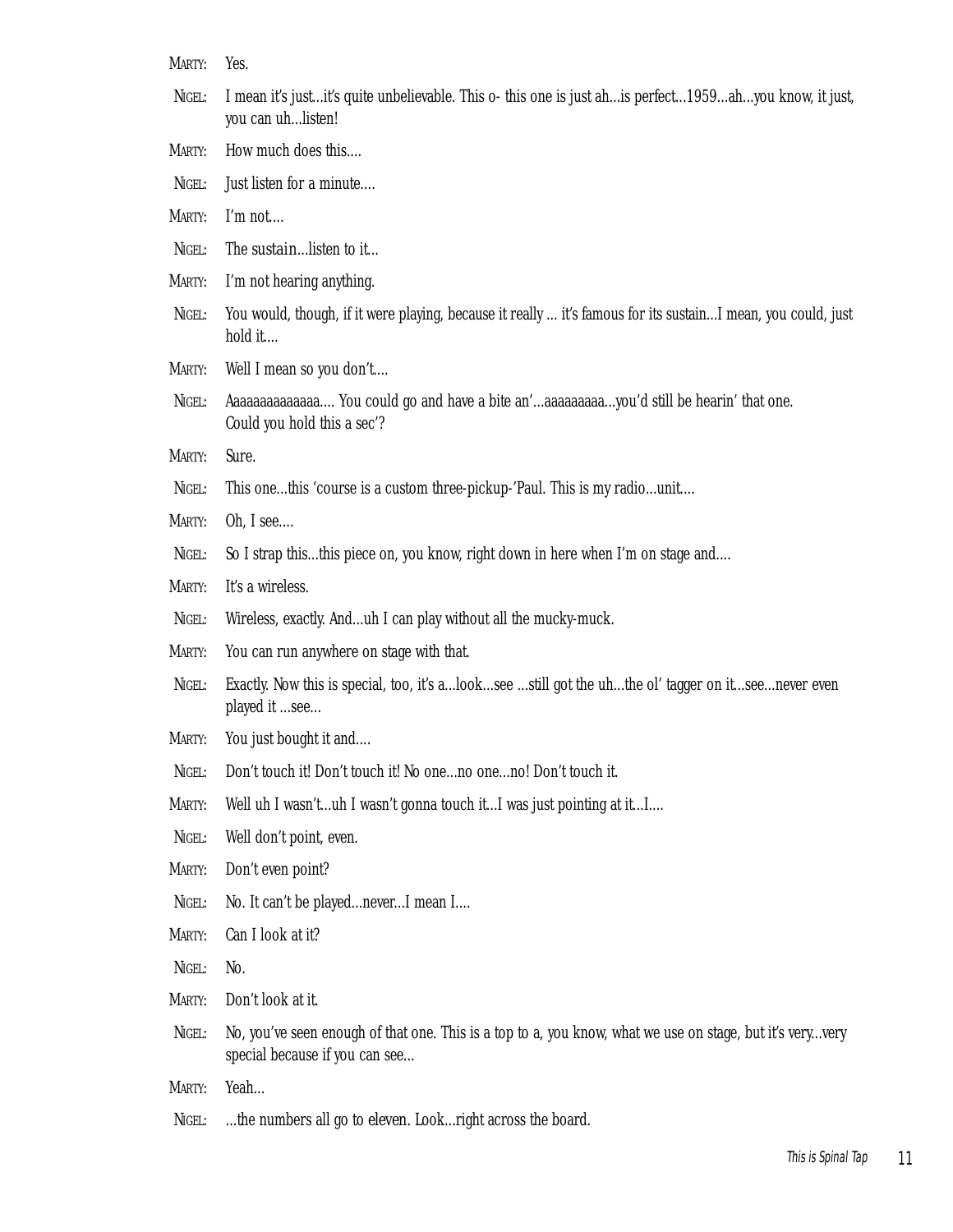MARTY: Yes.

NIGEL: I mean it's just...it's quite unbelievable. This o- this one is just ah...is perfect...1959...ah...you know, it just, you can uh...listen!

MARTY: How much does this....

NIGEL: Just listen for a minute....

MARTY: I'm not....

NIGEL: The sustain...listen to it...

MARTY: I'm not hearing anything.

NIGEL: You would, though, if it were playing, because it really ... it's famous for its sustain...I mean, you could, just hold it....

MARTY: Well I mean so you don't....

NIGEL: Aaaaaaaaaaaaaa.... You could go and have a bite an'...aaaaaaaaa...you'd still be hearin' that one. Could you hold this a sec'?

MARTY: Sure.

NIGEL: This one...this 'course is a custom three-pickup-'Paul. This is my radio...unit....

MARTY: Oh, I see....

NIGEL: So I strap this...this piece on, you know, right down in here when I'm on stage and....

MARTY: It's a wireless.

NIGEL: Wireless, exactly. And...uh I can play without all the mucky-muck.

MARTY: You can run anywhere on stage with that.

NIGEL: Exactly. Now this is special, too, it's a...look...see ...still got the uh...the ol' tagger on it...see...never even played it ...see...

MARTY: You just bought it and....

NIGEL: Don't touch it! Don't touch it! No one...no one...no! Don't touch it.

MARTY: Well uh I wasn't...uh I wasn't gonna touch it...I was just pointing at it...I....

NIGEL: Well don't point, even.

MARTY: Don't even point?

NIGEL: No. It can't be played...never...I mean I....

MARTY: Can I look at it?

NIGEL: No.

MARTY: Don't look at it.

NIGEL: No, you've seen enough of that one. This is a top to a, you know, what we use on stage, but it's very...very special because if you can see...

MARTY: Yeah...

NIGEL: ...the numbers all go to eleven. Look...right across the board.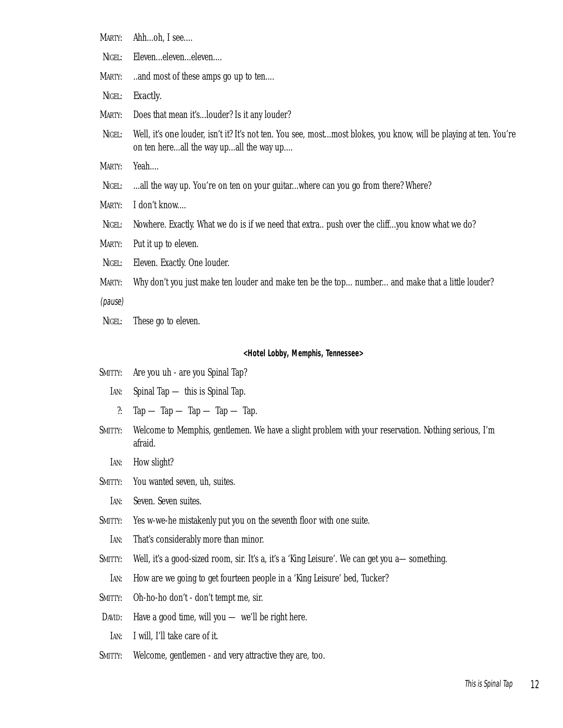MARTY: Ahh...oh, I see....

NIGEL: Eleven...eleven...eleven....

MARTY: ..and most of these amps go up to ten....

NIGEL: Exactly.

MARTY: Does that mean it's...louder? Is it any louder?

NIGEL: Well, it's one louder, isn't it? It's not ten. You see, most...most blokes, you know, will be playing at ten. You're on ten here...all the way up...all the way up....

MARTY: Yeah....

NIGEL: ...all the way up. You're on ten on your guitar...where can you go from there? Where?

MARTY: I don't know....

NIGEL: Nowhere. Exactly. What we do is if we need that extra.. push over the cliff...you know what we do?

MARTY: Put it up to eleven.

NIGEL: Eleven. Exactly. One louder.

MARTY: Why don't you just make ten louder and make ten be the top... number... and make that a little louder?

*(pause)*

NIGEL: These go to eleven.

**<Hotel Lobby, Memphis, Tennessee>**

SMITTY: Are you uh - are you Spinal Tap?

IAN: Spinal Tap — this is Spinal Tap.

?: Tap — Tap — Tap — Tap — Tap.

SMITTY: Welcome to Memphis, gentlemen. We have a slight problem with your reservation. Nothing serious, I'm afraid.

IAN: How slight?

SMITTY: You wanted seven, uh, suites.

IAN: Seven. Seven suites.

SMITTY: Yes w-we-he mistakenly put you on the seventh floor with one suite.

IAN: That's considerably more than minor.

SMITTY: Well, it's a good-sized room, sir. It's a, it's a 'King Leisure'. We can get you a— something.

IAN: How are we going to get fourteen people in a 'King Leisure' bed, Tucker?

SMITTY: Oh-ho-ho don't - don't tempt me, sir.

DAVID: Have a good time, will you — we'll be right here.

IAN: I will, I'll take care of it.

SMITTY: Welcome, gentlemen - and very attractive they are, too.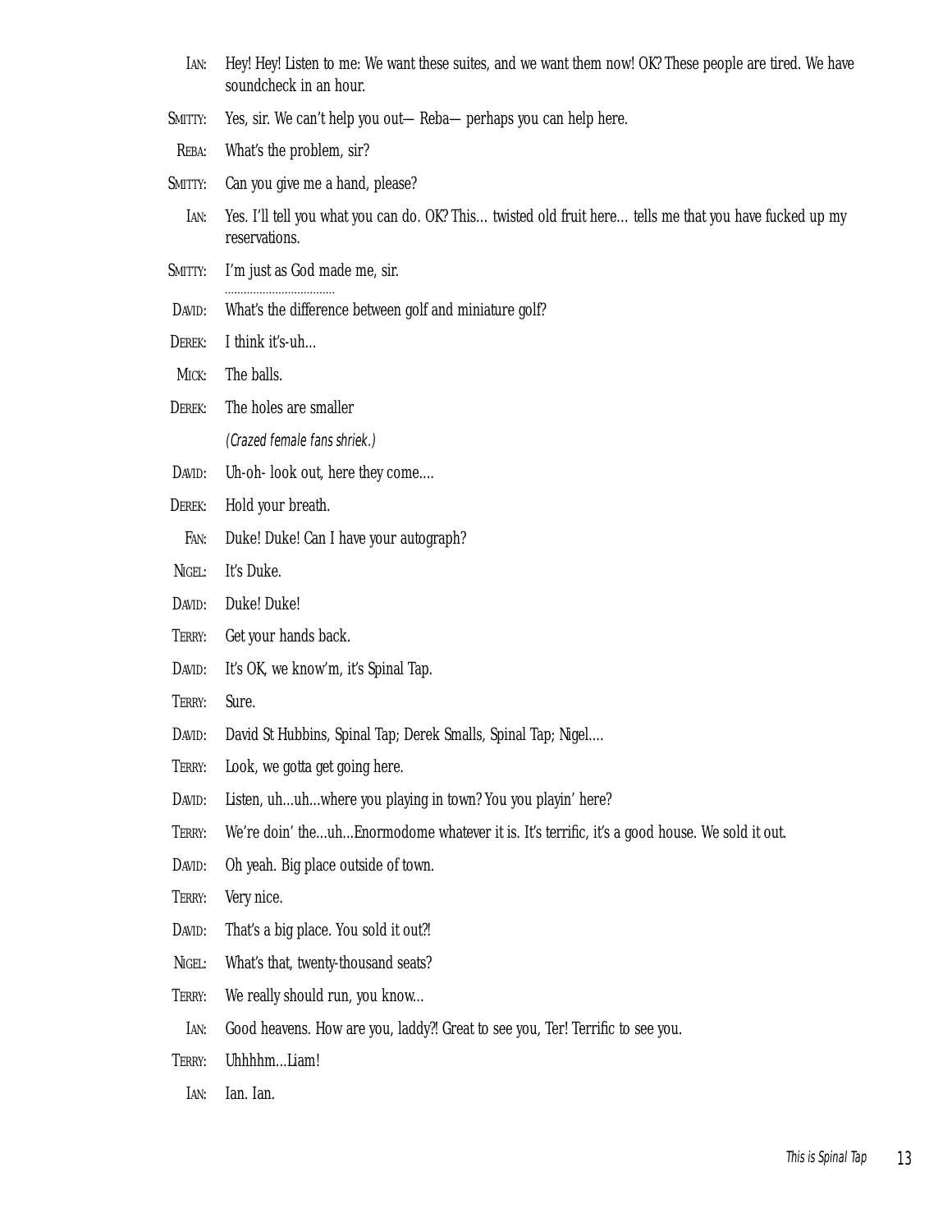IAN: Hey! Hey! Listen to me: We want these suites, and we want them now! OK? These people are tired. We have soundcheck in an hour.

SMITTY: Yes, sir. We can't help you out— Reba— perhaps you can help here.

REBA: What's the problem, sir?

SMITTY: Can you give me a hand, please?

IAN: Yes. I'll tell you what you can do. OK? This… twisted old fruit here… tells me that you have fucked up my reservations.

SMITTY: I'm just as God made me, sir.

..................................

DAVID: What's the difference between golf and miniature golf?

DEREK: I think it's-uh...

MICK: The balls.

DEREK: The holes are smaller

*(Crazed female fans shriek.)*

DAVID: Uh-oh- look out, here they come....

DEREK: Hold your breath.

FAN: Duke! Duke! Can I have your autograph?

NIGEL: It's Duke.

DAVID: Duke! Duke!

TERRY: Get your hands back.

DAVID: It's OK, we know'm, it's Spinal Tap.

TERRY: Sure.

DAVID: David St Hubbins, Spinal Tap; Derek Smalls, Spinal Tap; Nigel....

TERRY: Look, we gotta get going here.

DAVID: Listen, uh...uh...where you playing in town? You you playin' here?

TERRY: We're doin' the...uh...Enormodome whatever it is. It's terrific, it's a good house. We sold it out.

DAVID: Oh yeah. Big place outside of town.

TERRY: Very nice.

DAVID: That's a big place. You sold it out?!

NIGEL: What's that, twenty-thousand seats?

TERRY: We really should run, you know...

IAN: Good heavens. How are you, laddy?! Great to see you, Ter! Terrific to see you.

TERRY: Uhhhhm...Liam!

IAN: Ian. Ian.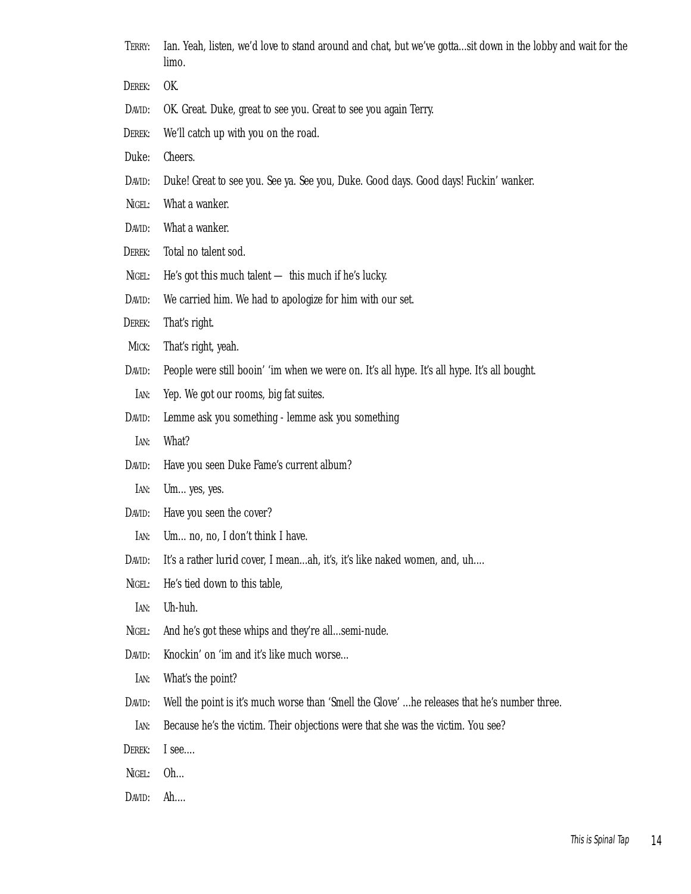TERRY: Ian. Yeah, listen, we'd love to stand around and chat, but we've gotta...sit down in the lobby and wait for the limo.

DEREK: OK.

DAVID: OK. Great. Duke, great to see you. Great to see you again Terry.

DEREK: We'll catch up with you on the road.

Duke: Cheers.

DAVID: Duke! Great to see you. See ya. See you, Duke. Good days. Good days! Fuckin' wanker.

NIGEL: What a wanker.

DAVID: What a wanker.

DEREK: Total no talent sod.

NIGEL: He's got this much talent — this much if he's lucky.

DAVID: We carried him. We had to apologize for him with our set.

DEREK: That's right.

MICK: That's right, yeah.

DAVID: People were still booin' 'im when we were on. It's all hype. It's all hype. It's all bought.

IAN: Yep. We got our rooms, big fat suites.

DAVID: Lemme ask you something - lemme ask you something

IAN: What?

DAVID: Have you seen Duke Fame's current album?

IAN: Um... yes, yes.

DAVID: Have you seen the cover?

IAN: Um... no, no, I don't think I have.

DAVID: It's a rather lurid cover, I mean...ah, it's, it's like naked women, and, uh....

NIGEL: He's tied down to this table,

IAN: Uh-huh.

NIGEL: And he's got these whips and they're all...semi-nude.

DAVID: Knockin' on 'im and it's like much worse...

IAN: What's the point?

DAVID: Well the point is it's much worse than 'Smell the Glove' ...he releases that he's number three.

IAN: Because he's the victim. Their objections were that she was the victim. You see?

DEREK: I see....

NIGEL: Oh...

DAVID: Ah....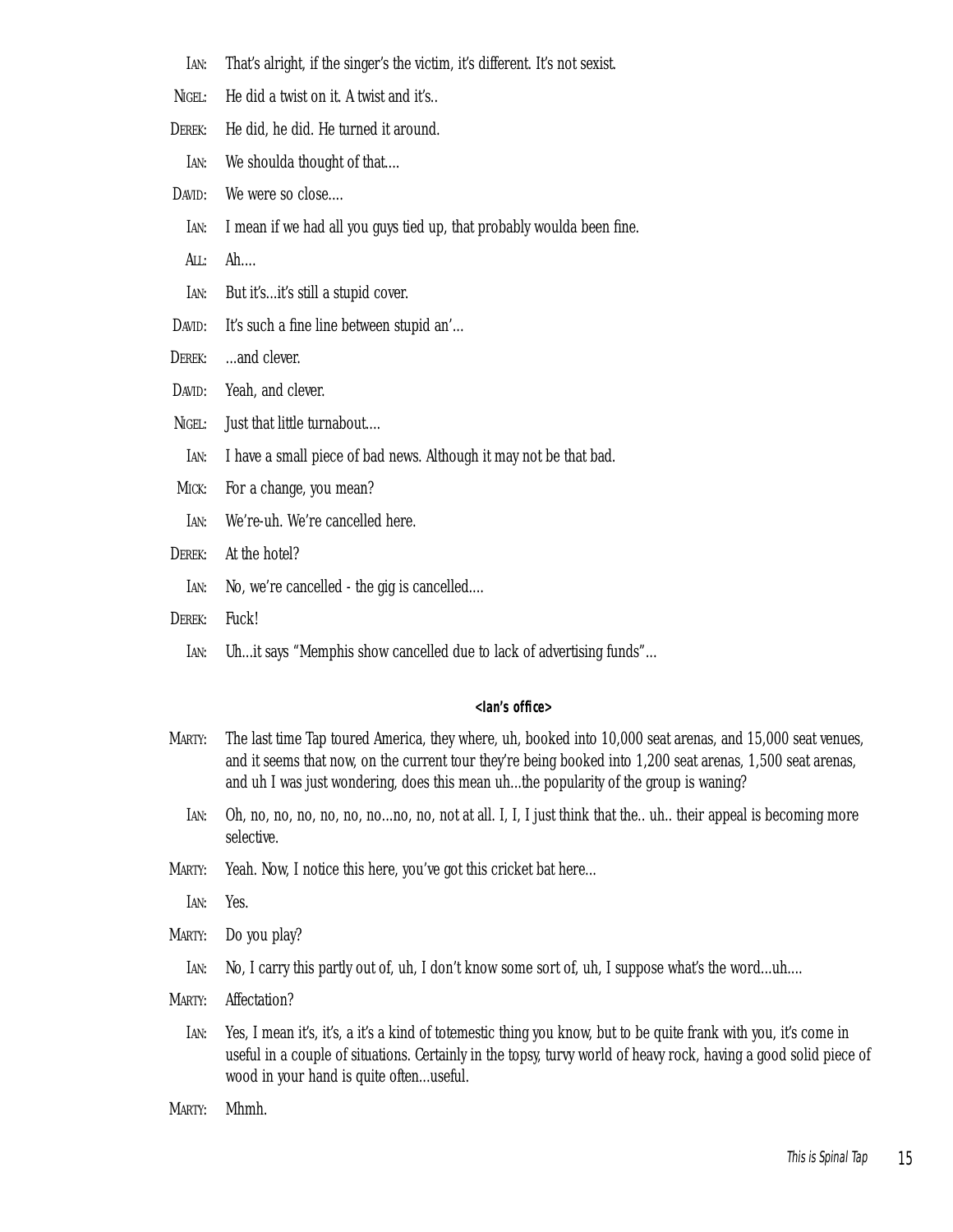IAN: That's alright, if the singer's the victim, it's different. It's not sexist.

NIGEL: He did a twist on it. A twist and it's..

DEREK: He did, he did. He turned it around.

IAN: We shoulda thought of that....

DAVID: We were so close....

IAN: I mean if we had all you guys tied up, that probably woulda been fine.

ALL: Ah....

IAN: But it's...it's still a stupid cover.

DAVID: It's such a fine line between stupid an'...

DEREK: ...and clever.

DAVID: Yeah, and clever.

NIGEL: Just that little turnabout....

IAN: I have a small piece of bad news. Although it may not be that bad.

MICK: For a change, you mean?

IAN: We're-uh. We're cancelled here.

DEREK: At the hotel?

IAN: No, we're cancelled - the gig is cancelled....

DEREK: Fuck!

IAN: Uh...it says "Memphis show cancelled due to lack of advertising funds"...

**<Ian's office>**

MARTY: The last time Tap toured America, they where, uh, booked into 10,000 seat arenas, and 15,000 seat venues, and it seems that now, on the current tour they're being booked into 1,200 seat arenas, 1,500 seat arenas, and uh I was just wondering, does this mean uh...the popularity of the group is waning?

IAN: Oh, no, no, no, no, no, no...no, no, not at all. I, I, I just think that the.. uh.. their appeal is becoming more selective.

MARTY: Yeah. Now, I notice this here, you've got this cricket bat here...

IAN: Yes.

MARTY: Do you play?

IAN: No, I carry this partly out of, uh, I don't know some sort of, uh, I suppose what's the word...uh....

MARTY: Affectation?

IAN: Yes, I mean it's, it's, a it's a kind of totemestic thing you know, but to be quite frank with you, it's come in useful in a couple of situations. Certainly in the topsy, turvy world of heavy rock, having a good solid piece of wood in your hand is quite often...useful.

MARTY: Mhmh.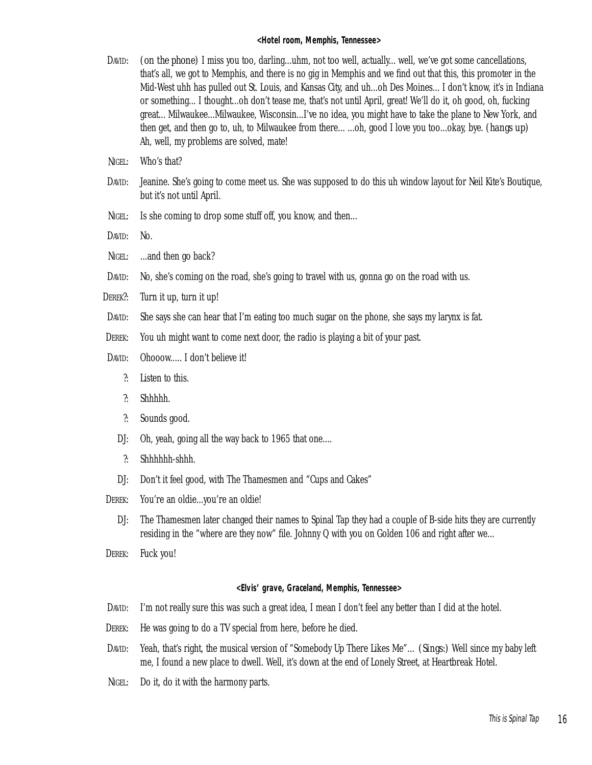**<Hotel room, Memphis, Tennessee>**

DAVID: (on the phone) I miss you too, darling...uhm, not too well, actually... well, we've got some cancellations, that's all, we got to Memphis, and there is no gig in Memphis and we find out that this, this promoter in the Mid-West uhh has pulled out St. Louis, and Kansas City, and uh...oh Des Moines... I don't know, it's in Indiana or something... I thought...oh don't tease me, that's not until April, great! We'll do it, oh good, oh, fucking great... Milwaukee...Milwaukee, Wisconsin...I've no idea, you might have to take the plane to New York, and then get, and then go to, uh, to Milwaukee from there... ...oh, good I love you too...okay, bye. (*hangs up*) Ah, well, my problems are solved, mate!

NIGEL: Who's that?

DAVID: Jeanine. She's going to come meet us. She was supposed to do this uh window layout for Neil Kite's Boutique, but it's not until April.

NIGEL: Is she coming to drop some stuff off, you know, and then...

DAVID: No.

NIGEL: ...and then go back?

DAVID: No, she's coming on the road, she's going to travel with us, gonna go on the road with us.

DEREK?: Turn it up, turn it up!

DAVID: She says she can hear that I'm eating too much sugar on the phone, she says my larynx is fat.

DEREK: You uh might want to come next door, the radio is playing a bit of your past.

DAVID: Ohooow..... I don't believe it!

?: Listen to this.

?: Shhhhh.

?: Sounds good.

DJ: Oh, yeah, going all the way back to 1965 that one....

?: Shhhhhh-shhh.

DJ: Don't it feel good, with The Thamesmen and "Cups and Cakes"

DEREK: You're an oldie...you're an oldie!

DJ: The Thamesmen later changed their names to Spinal Tap they had a couple of B-side hits they are currently residing in the "where are they now" file. Johnny Q with you on Golden 106 and right after we...

DEREK: Fuck you!

**<Elvis' grave, Graceland, Memphis, Tennessee>**

DAVID: I'm not really sure this was such a great idea, I mean I don't feel any better than I did at the hotel.

DEREK: He was going to do a TV special from here, before he died.

DAVID: Yeah, that's right, the musical version of "Somebody Up There Likes Me"... (*Sings:*) Well since my baby left me, I found a new place to dwell. Well, it's down at the end of Lonely Street, at Heartbreak Hotel.

NIGEL: Do it, do it with the harmony parts.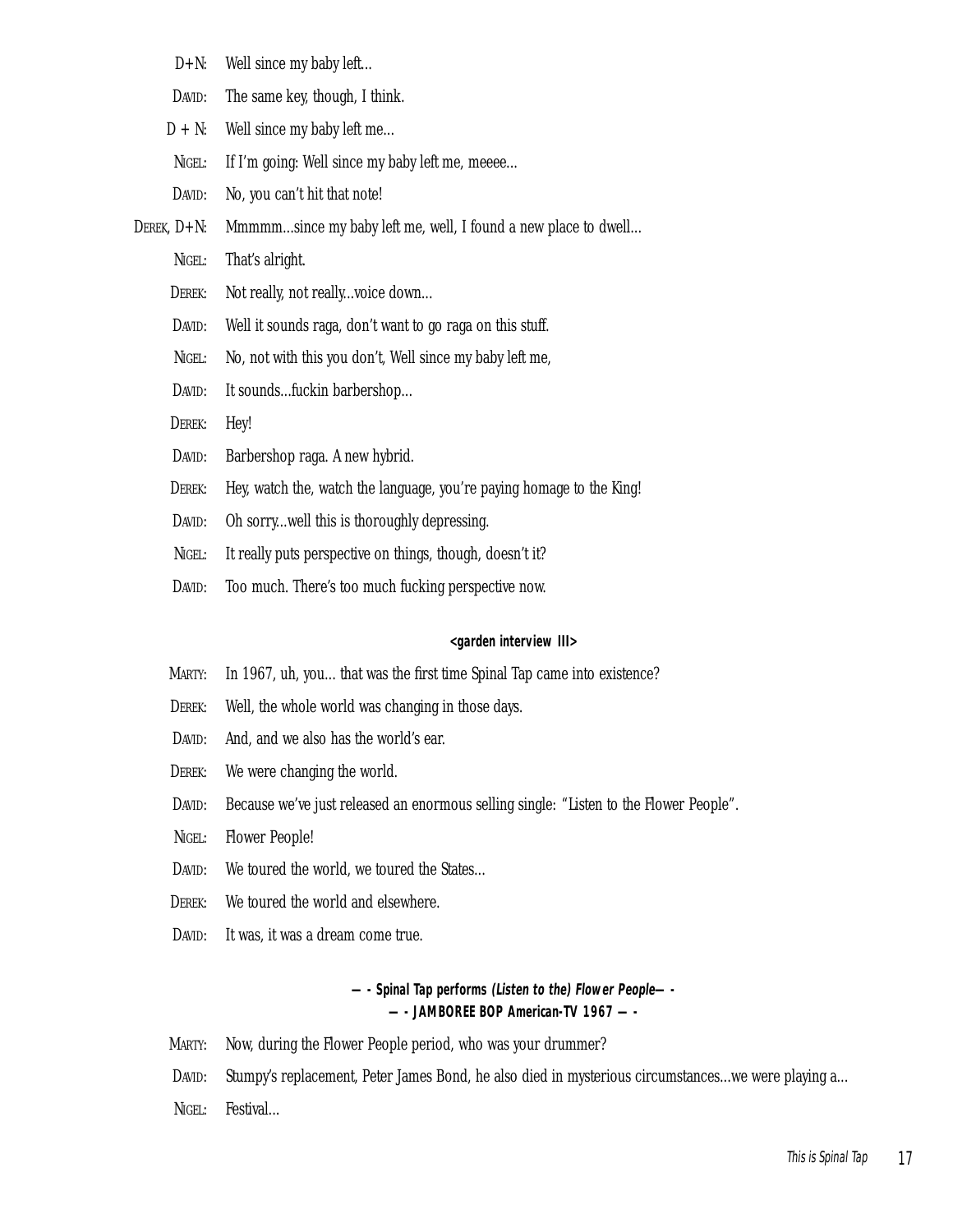D+N: Well since my baby left...

DAVID: The same key, though, I think.

D + N: Well since my baby left me...

NIGEL: If I'm going: Well since my baby left me, meeee...

DAVID: No, you can't hit that note!

DEREK, D+N: Mmmmm...since my baby left me, well, I found a new place to dwell...

NIGEL: That's alright.

DEREK: Not really, not really...voice down...

DAVID: Well it sounds raga, don't want to go raga on this stuff.

NIGEL: No, not with this you don't, Well since my baby left me,

DAVID: It sounds...fuckin barbershop...

DEREK: Hey!

DAVID: Barbershop raga. A new hybrid.

DEREK: Hey, watch the, watch the language, you're paying homage to the King!

DAVID: Oh sorry...well this is thoroughly depressing.

NIGEL: It really puts perspective on things, though, doesn't it?

DAVID: Too much. There's too much fucking perspective now.

**<garden interview III>**

MARTY: In 1967, uh, you... that was the first time Spinal Tap came into existence?

DEREK: Well, the whole world was changing in those days.

DAVID: And, and we also has the world's ear.

DEREK: We were changing the world.

DAVID: Because we've just released an enormous selling single: "Listen to the Flower People".

NIGEL: Flower People!

DAVID: We toured the world, we toured the States...

DEREK: We toured the world and elsewhere.

DAVID: It was, it was a dream come true.

**— - Spinal Tap performs *(Listen to the) Flower People*— -**
**— - JAMBOREE BOP American-TV 1967 — -**

MARTY: Now, during the Flower People period, who was your drummer?

DAVID: Stumpy's replacement, Peter James Bond, he also died in mysterious circumstances...we were playing a...

NIGEL: Festival...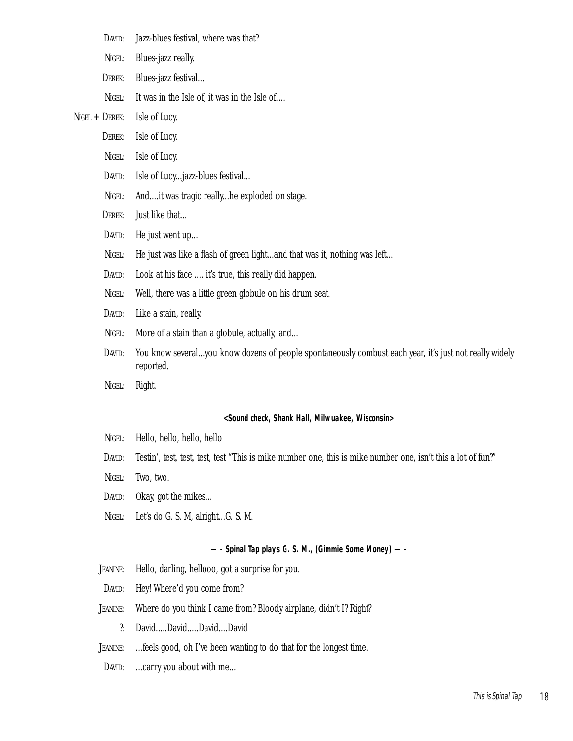DAVID: Jazz-blues festival, where was that?

NIGEL: Blues-jazz really.

DEREK: Blues-jazz festival…

NIGEL: It was in the Isle of, it was in the Isle of….

NIGEL + DEREK: Isle of Lucy.

DEREK: Isle of Lucy.

NIGEL: Isle of Lucy.

DAVID: Isle of Lucy…jazz-blues festival…

NIGEL: And….it was tragic really…he exploded on stage.

DEREK: Just like that…

DAVID: He just went up…

NIGEL: He just was like a flash of green light…and that was it, nothing was left…

DAVID: Look at his face …. it's true, this really did happen.

NIGEL: Well, there was a little green globule on his drum seat.

DAVID: Like a stain, really.

NIGEL: More of a stain than a globule, actually, and…

DAVID: You know several…you know dozens of people spontaneously combust each year, it's just not really widely reported.

NIGEL: Right.

**<Sound check, Shank Hall, Milwuakee, Wisconsin>**

NIGEL: Hello, hello, hello, hello

DAVID: Testin', test, test, test, test "This is mike number one, this is mike number one, isn't this a lot of fun?"

NIGEL: Two, two.

DAVID: Okay, got the mikes…

NIGEL: Let's do G. S. M, alright…G. S. M.

**— - Spinal Tap plays G. S. M., (Gimmie Some Money) — -**

JEANINE: Hello, darling, hellooo, got a surprise for you.

DAVID: Hey! Where'd you come from?

JEANINE: Where do you think I came from? Bloody airplane, didn't I? Right?

?: David…..David…..David….David

JEANINE: …feels good, oh I've been wanting to do that for the longest time.

DAVID: …carry you about with me…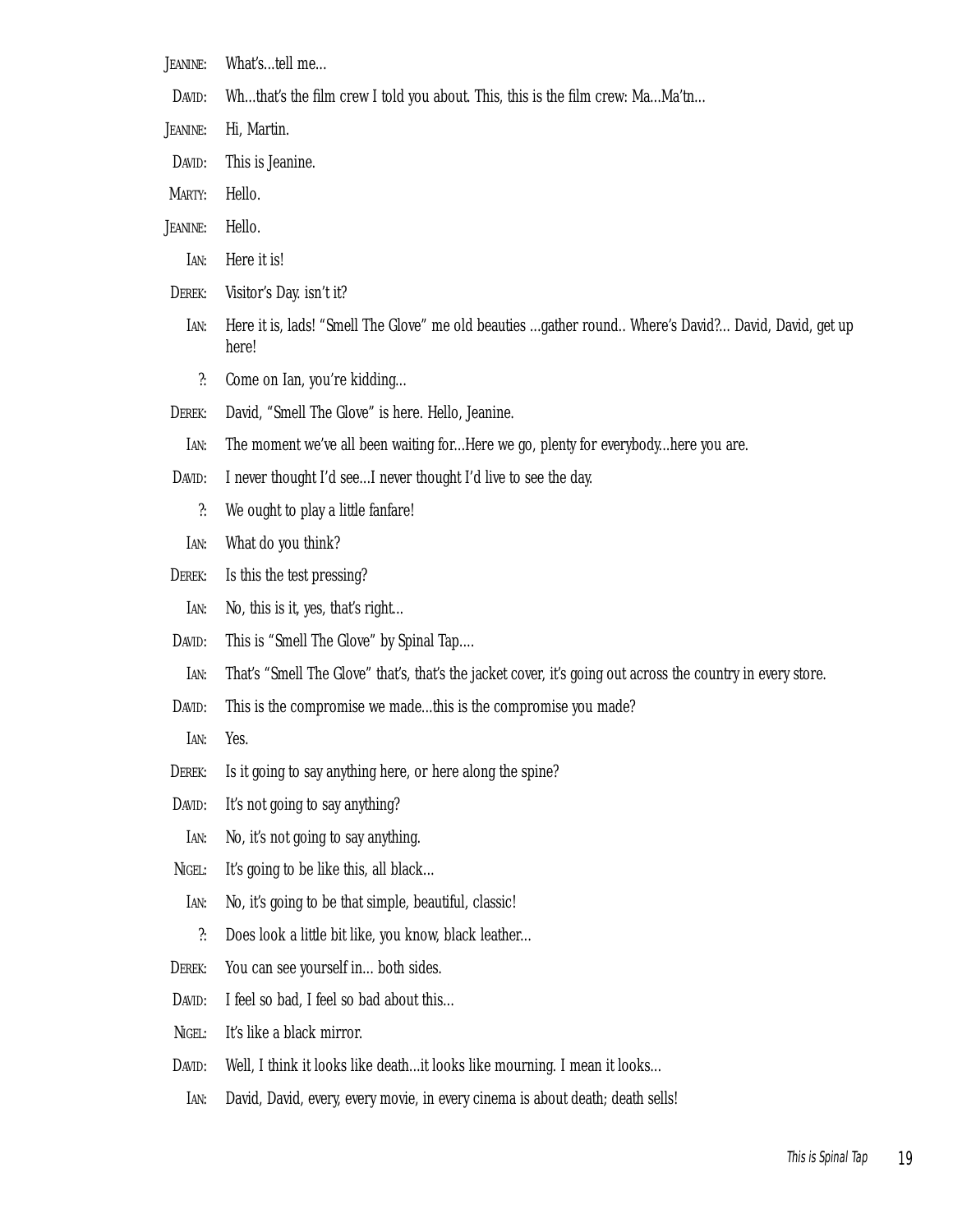JEANINE: What's...tell me...

DAVID: Wh...that's the film crew I told you about. This, this is the film crew: Ma...Ma'tn...

JEANINE: Hi, Martin.

DAVID: This is Jeanine.

MARTY: Hello.

JEANINE: Hello.

IAN: Here it is!

DEREK: Visitor's Day. isn't it?

IAN: Here it is, lads! "Smell The Glove" me old beauties ...gather round.. Where's David?... David, David, get up here!

?: Come on Ian, you're kidding...

DEREK: David, "Smell The Glove" is here. Hello, Jeanine.

IAN: The moment we've all been waiting for...Here we go, plenty for everybody...here you are.

DAVID: I never thought I'd see...I never thought I'd live to see the day.

?: We ought to play a little fanfare!

IAN: What do you think?

DEREK: Is this the test pressing?

IAN: No, this is it, yes, that's right...

DAVID: This is "Smell The Glove" by Spinal Tap....

IAN: That's "Smell The Glove" that's, that's the jacket cover, it's going out across the country in every store.

DAVID: This is the compromise we made...this is the compromise you made?

IAN: Yes.

DEREK: Is it going to say anything here, or here along the spine?

DAVID: It's not going to say anything?

IAN: No, it's not going to say anything.

NIGEL: It's going to be like this, all black...

IAN: No, it's going to be that simple, beautiful, classic!

?: Does look a little bit like, you know, black leather...

DEREK: You can see yourself in... both sides.

DAVID: I feel so bad, I feel so bad about this...

NIGEL: It's like a black mirror.

DAVID: Well, I think it looks like death...it looks like mourning. I mean it looks...

IAN: David, David, every, every movie, in every cinema is about death; death sells!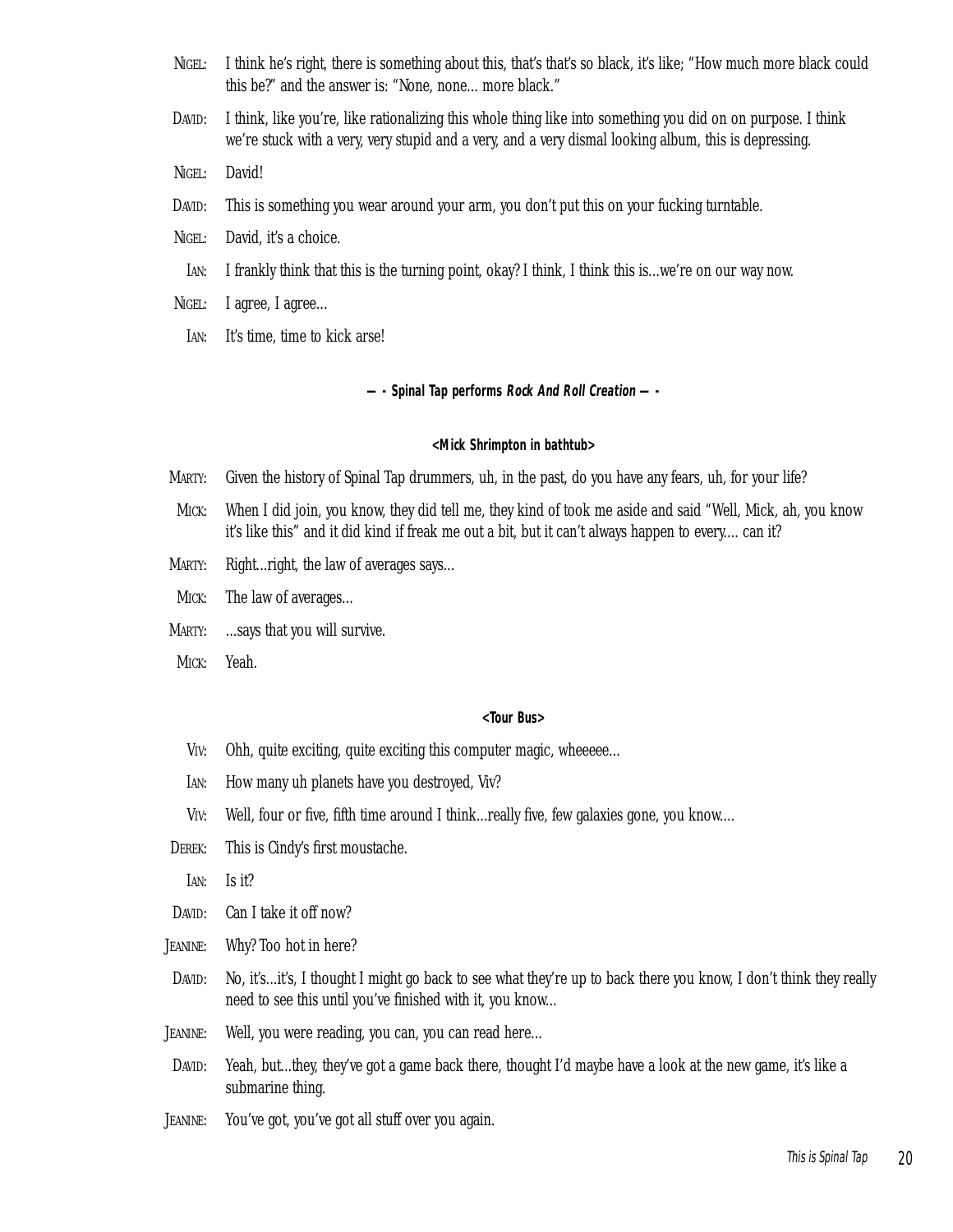NIGEL: I think he's right, there is something about this, that's that's so black, it's like; "How much more black could this be?" and the answer is: "None, none... more black."

DAVID: I think, like you're, like rationalizing this whole thing like into something you did on on purpose. I think we're stuck with a very, very stupid and a very, and a very dismal looking album, this is depressing.

NIGEL: David!

DAVID: This is something you wear around your arm, you don't put this on your fucking turntable.

NIGEL: David, it's a choice.

IAN: I frankly think that this is the turning point, okay? I think, I think this is...we're on our way now.

NIGEL: I agree, I agree...

IAN: It's time, time to kick arse!

**— - Spinal Tap performs *Rock And Roll Creation* — -**

**<Mick Shrimpton in bathtub>**

MARTY: Given the history of Spinal Tap drummers, uh, in the past, do you have any fears, uh, for your life?

MICK: When I did join, you know, they did tell me, they kind of took me aside and said "Well, Mick, ah, you know it's like this" and it did kind if freak me out a bit, but it can't always happen to every.... can it?

MARTY: Right...right, the law of averages says...

MICK: The law of averages...

MARTY: ...says that you will survive.

MICK: Yeah.

**<Tour Bus>**

VIV: Ohh, quite exciting, quite exciting this computer magic, wheeeee...

IAN: How many uh planets have you destroyed, Viv?

VIV: Well, four or five, fifth time around I think...really five, few galaxies gone, you know....

DEREK: This is Cindy's first moustache.

IAN: Is it?

DAVID: Can I take it off now?

JEANINE: Why? Too hot in here?

DAVID: No, it's...it's, I thought I might go back to see what they're up to back there you know, I don't think they really need to see this until you've finished with it, you know...

JEANINE: Well, you were reading, you can, you can read here...

DAVID: Yeah, but...they, they've got a game back there, thought I'd maybe have a look at the new game, it's like a submarine thing.

JEANINE: You've got, you've got all stuff over you again.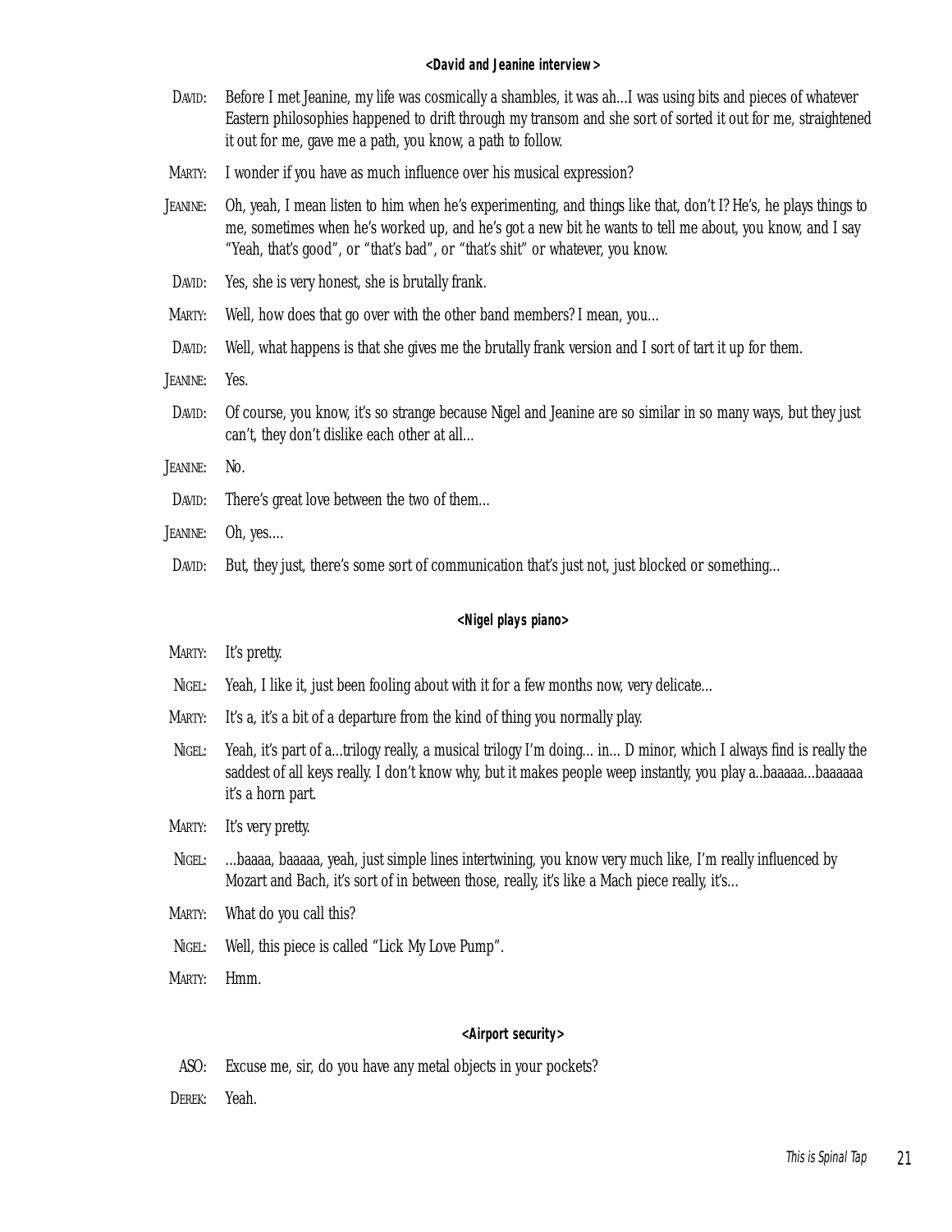**<David and Jeanine interview>**

DAVID: Before I met Jeanine, my life was cosmically a shambles, it was ah...I was using bits and pieces of whatever Eastern philosophies happened to drift through my transom and she sort of sorted it out for me, straightened it out for me, gave me a path, you know, a path to follow.

MARTY: I wonder if you have as much influence over his musical expression?

JEANINE: Oh, yeah, I mean listen to him when he's experimenting, and things like that, don't I? He's, he plays things to me, sometimes when he's worked up, and he's got a new bit he wants to tell me about, you know, and I say "Yeah, that's good", or "that's bad", or "that's shit" or whatever, you know.

DAVID: Yes, she is very honest, she is brutally frank.

MARTY: Well, how does that go over with the other band members? I mean, you...

DAVID: Well, what happens is that she gives me the brutally frank version and I sort of tart it up for them.

JEANINE: Yes.

DAVID: Of course, you know, it's so strange because Nigel and Jeanine are so similar in so many ways, but they just can't, they don't dislike each other at all...

JEANINE: No.

DAVID: There's great love between the two of them...

JEANINE: Oh, yes....

DAVID: But, they just, there's some sort of communication that's just not, just blocked or something...

**<Nigel plays piano>**

MARTY: It's pretty.

NIGEL: Yeah, I like it, just been fooling about with it for a few months now, very delicate...

MARTY: It's a, it's a bit of a departure from the kind of thing you normally play.

NIGEL: Yeah, it's part of a...trilogy really, a musical trilogy I'm doing... in... D minor, which I always find is really the saddest of all keys really. I don't know why, but it makes people weep instantly, you play a..baaaaa...baaaaaa it's a horn part.

MARTY: It's very pretty.

NIGEL: ...baaaa, baaaaa, yeah, just simple lines intertwining, you know very much like, I'm really influenced by Mozart and Bach, it's sort of in between those, really, it's like a Mach piece really, it's...

MARTY: What do you call this?

NIGEL: Well, this piece is called "Lick My Love Pump".

MARTY: Hmm.

**<Airport security>**

ASO: Excuse me, sir, do you have any metal objects in your pockets?

DEREK: Yeah.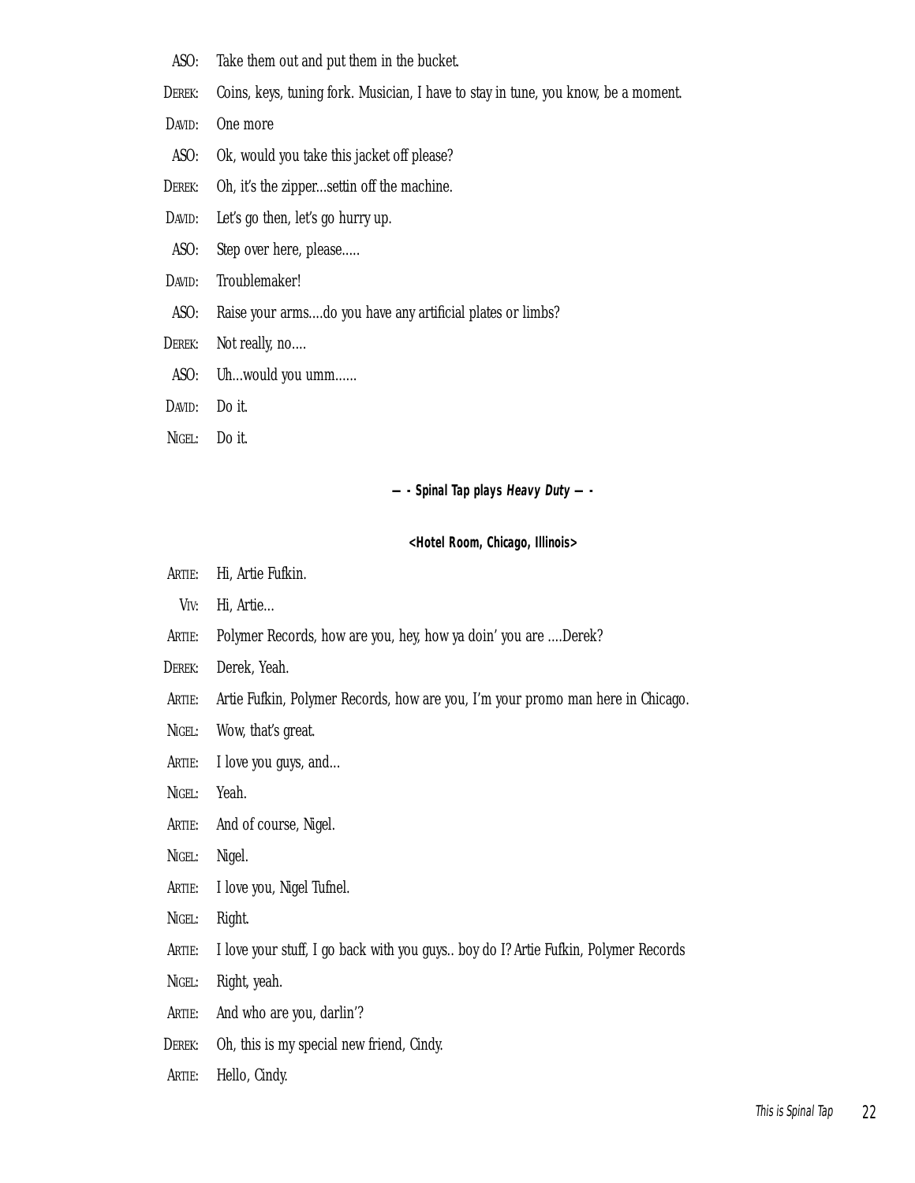ASO: Take them out and put them in the bucket.

DEREK: Coins, keys, tuning fork. Musician, I have to stay in tune, you know, be a moment.

DAVID: One more

ASO: Ok, would you take this jacket off please?

DEREK: Oh, it's the zipper...settin off the machine.

DAVID: Let's go then, let's go hurry up.

ASO: Step over here, please.....

DAVID: Troublemaker!

ASO: Raise your arms....do you have any artificial plates or limbs?

DEREK: Not really, no....

ASO: Uh...would you umm......

DAVID: Do it.

NIGEL: Do it.

**— - Spinal Tap plays *Heavy Duty* — -**

**<Hotel Room, Chicago, Illinois>**

ARTIE: Hi, Artie Fufkin.

VIV: Hi, Artie...

ARTIE: Polymer Records, how are you, hey, how ya doin' you are ....Derek?

DEREK: Derek, Yeah.

ARTIE: Artie Fufkin, Polymer Records, how are you, I'm your promo man here in Chicago.

NIGEL: Wow, that's great.

ARTIE: I love you guys, and...

NIGEL: Yeah.

ARTIE: And of course, Nigel.

NIGEL: Nigel.

ARTIE: I love you, Nigel Tufnel.

NIGEL: Right.

ARTIE: I love your stuff, I go back with you guys.. boy do I? Artie Fufkin, Polymer Records

NIGEL: Right, yeah.

ARTIE: And who are you, darlin'?

DEREK: Oh, this is my special new friend, Cindy.

ARTIE: Hello, Cindy.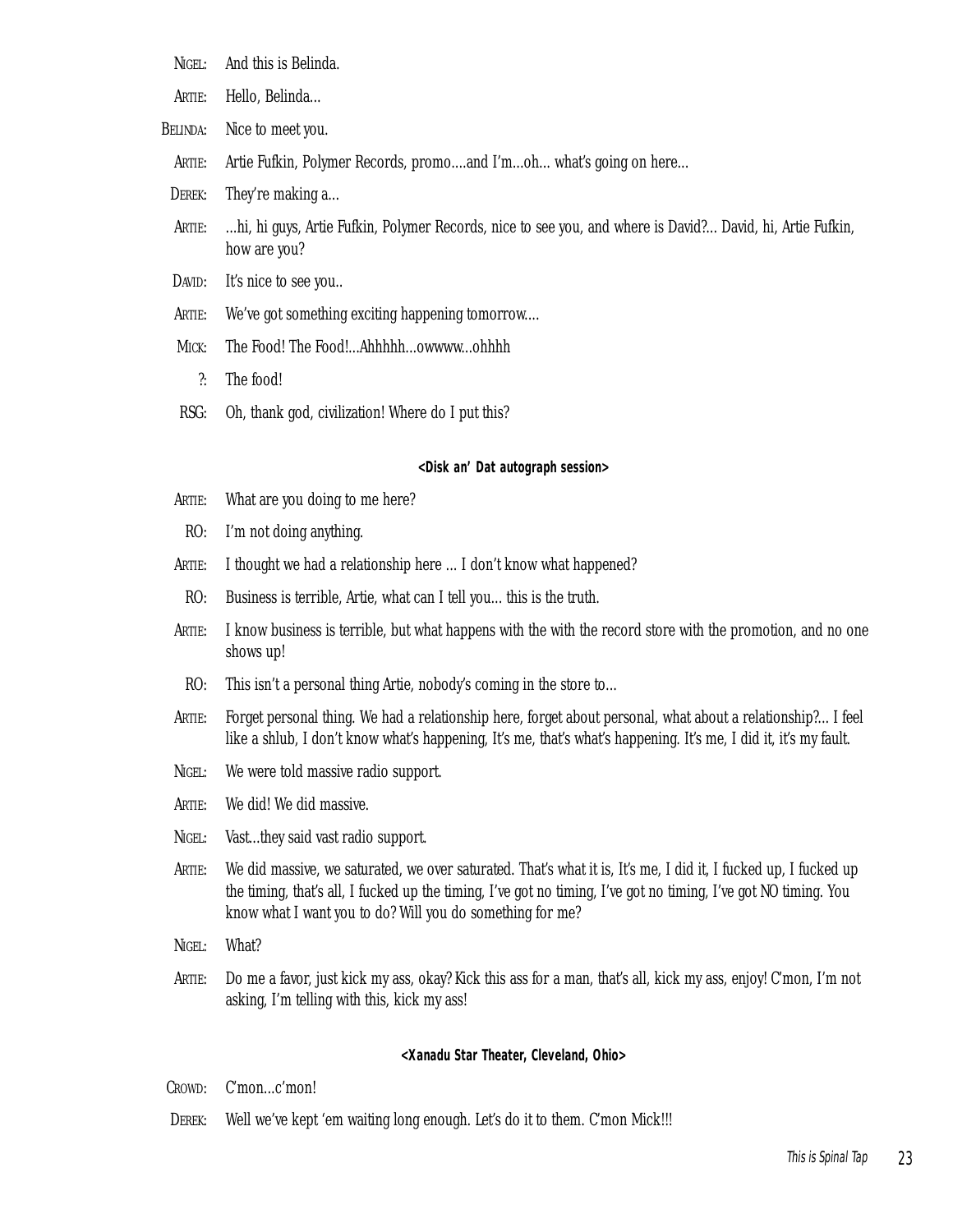NIGEL: And this is Belinda.

ARTIE: Hello, Belinda...

BELINDA: Nice to meet you.

ARTIE: Artie Fufkin, Polymer Records, promo....and I'm...oh... what's going on here...

DEREK: They're making a...

ARTIE: ...hi, hi guys, Artie Fufkin, Polymer Records, nice to see you, and where is David?... David, hi, Artie Fufkin, how are you?

DAVID: It's nice to see you..

ARTIE: We've got something exciting happening tomorrow....

MICK: The Food! The Food!...Ahhhhh...owwww...ohhhh

?: The food!

RSG: Oh, thank god, civilization! Where do I put this?

**<Disk an' Dat autograph session>**

ARTIE: What are you doing to me here?

RO: I'm not doing anything.

ARTIE: I thought we had a relationship here ... I don't know what happened?

RO: Business is terrible, Artie, what can I tell you... this is the truth.

ARTIE: I know business is terrible, but what happens with the with the record store with the promotion, and no one shows up!

RO: This isn't a personal thing Artie, nobody's coming in the store to...

ARTIE: Forget personal thing. We had a relationship here, forget about personal, what about a relationship?... I feel like a shlub, I don't know what's happening, It's me, that's what's happening. It's me, I did it, it's my fault.

NIGEL: We were told massive radio support.

ARTIE: We did! We did massive.

NIGEL: Vast...they said vast radio support.

ARTIE: We did massive, we saturated, we over saturated. That's what it is, It's me, I did it, I fucked up, I fucked up the timing, that's all, I fucked up the timing, I've got no timing, I've got no timing, I've got NO timing. You know what I want you to do? Will you do something for me?

NIGEL: What?

ARTIE: Do me a favor, just kick my ass, okay? Kick this ass for a man, that's all, kick my ass, enjoy! C'mon, I'm not asking, I'm telling with this, kick my ass!

**<Xanadu Star Theater, Cleveland, Ohio>**

CROWD: C'mon...c'mon!

DEREK: Well we've kept 'em waiting long enough. Let's do it to them. C'mon Mick!!!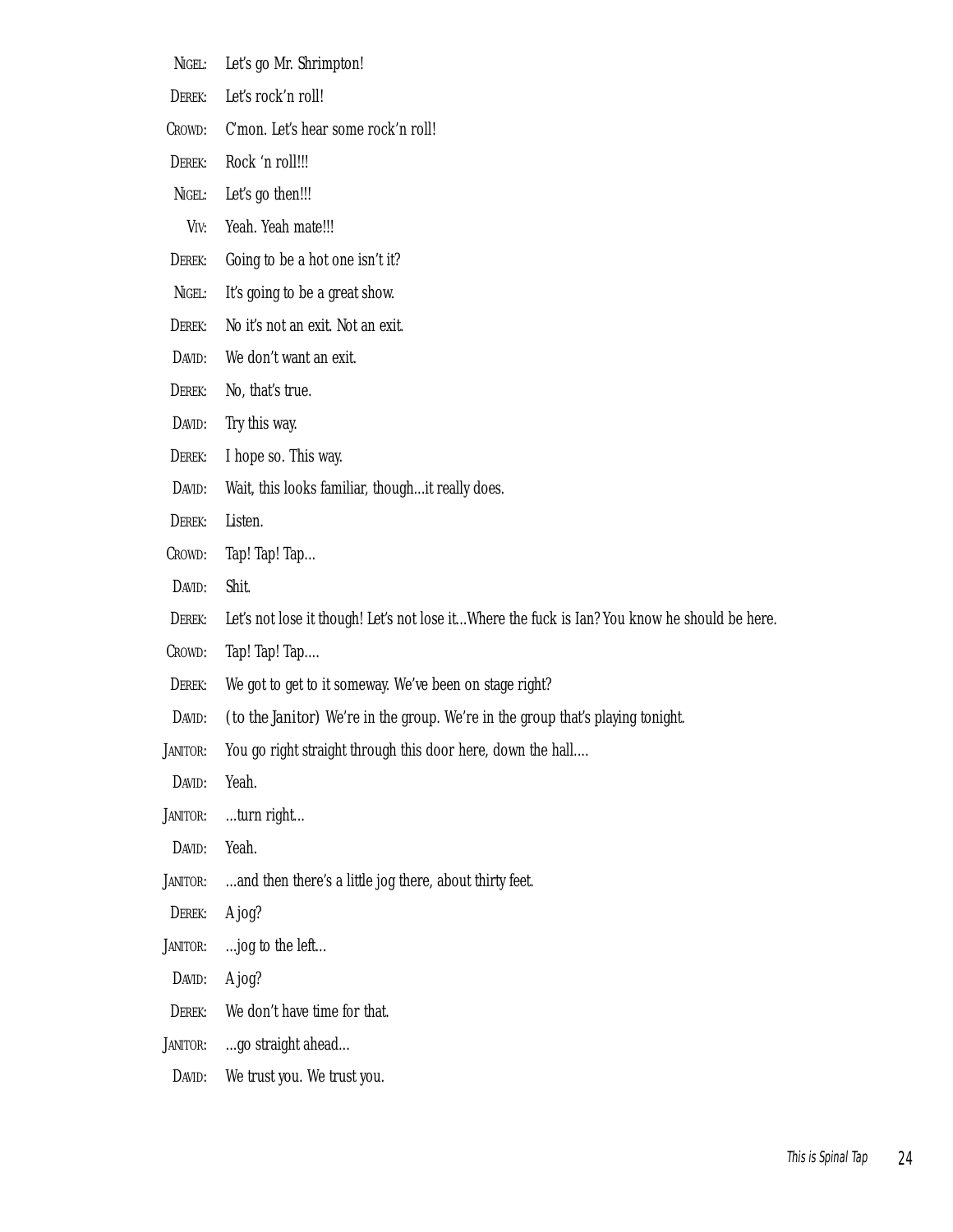NIGEL: Let's go Mr. Shrimpton!

DEREK: Let's rock'n roll!

CROWD: C'mon. Let's hear some rock'n roll!

DEREK: Rock 'n roll!!!

NIGEL: Let's go then!!!

VIV: Yeah. Yeah mate!!!

DEREK: Going to be a hot one isn't it?

NIGEL: It's going to be a great show.

DEREK: No it's not an exit. Not an exit.

DAVID: We don't want an exit.

DEREK: No, that's true.

DAVID: Try this way.

DEREK: I hope so. This way.

DAVID: Wait, this looks familiar, though...it really does.

DEREK: Listen.

CROWD: Tap! Tap! Tap...

DAVID: Shit.

DEREK: Let's not lose it though! Let's not lose it...Where the fuck is Ian? You know he should be here.

CROWD: Tap! Tap! Tap....

DEREK: We got to get to it someway. We've been on stage right?

DAVID: (to the Janitor) We're in the group. We're in the group that's playing tonight.

JANITOR: You go right straight through this door here, down the hall....

DAVID: Yeah.

JANITOR: ...turn right...

DAVID: Yeah.

JANITOR: ...and then there's a little jog there, about thirty feet.

DEREK: A jog?

JANITOR: ...jog to the left...

DAVID: A jog?

DEREK: We don't have time for that.

JANITOR: ...go straight ahead...

DAVID: We trust you. We trust you.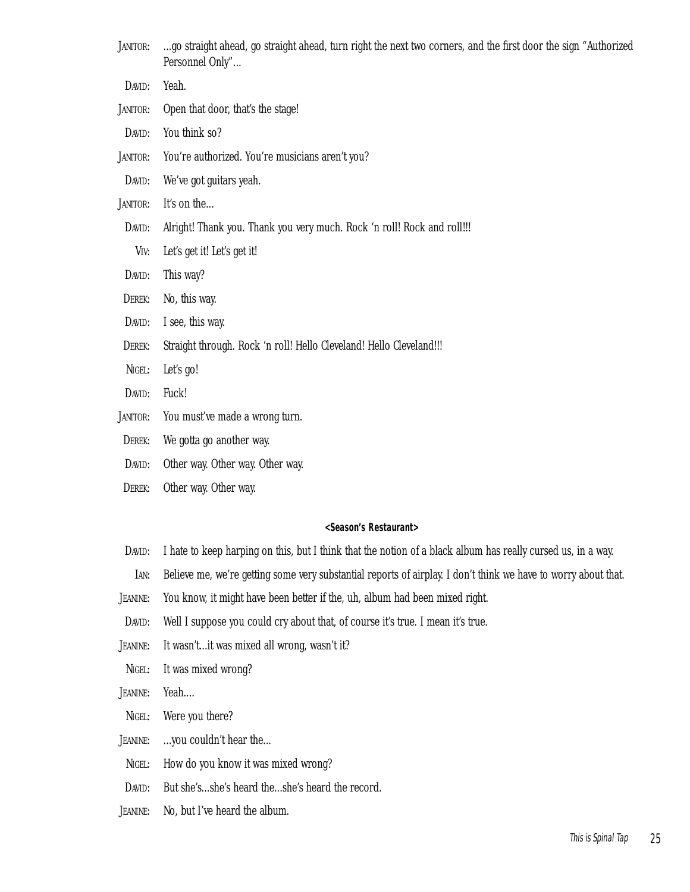JANITOR: ...go straight ahead, go straight ahead, turn right the next two corners, and the first door the sign "Authorized Personnel Only"...

DAVID: Yeah.

JANITOR: Open that door, that's the stage!

DAVID: You think so?

JANITOR: You're authorized. You're musicians aren't you?

DAVID: We've got guitars yeah.

JANITOR: It's on the...

DAVID: Alright! Thank you. Thank you very much. Rock 'n roll! Rock and roll!!!

VIV: Let's get it! Let's get it!

DAVID: This way?

DEREK: No, this way.

DAVID: I see, this way.

DEREK: Straight through. Rock 'n roll! Hello Cleveland! Hello Cleveland!!!

NIGEL: Let's go!

DAVID: Fuck!

JANITOR: You must've made a wrong turn.

DEREK: We gotta go another way.

DAVID: Other way. Other way. Other way.

DEREK: Other way. Other way.

**<Season's Restaurant>**

DAVID: I hate to keep harping on this, but I think that the notion of a black album has really cursed us, in a way.

IAN: Believe me, we're getting some very substantial reports of airplay. I don't think we have to worry about that.

JEANINE: You know, it might have been better if the, uh, album had been mixed right.

DAVID: Well I suppose you could cry about that, of course it's true. I mean it's true.

JEANINE: It wasn't...it was mixed all wrong, wasn't it?

NIGEL: It was mixed wrong?

JEANINE: Yeah....

NIGEL: Were you there?

JEANINE: ...you couldn't hear the...

NIGEL: How do you know it was mixed wrong?

DAVID: But she's...she's heard the...she's heard the record.

JEANINE: No, but I've heard the album.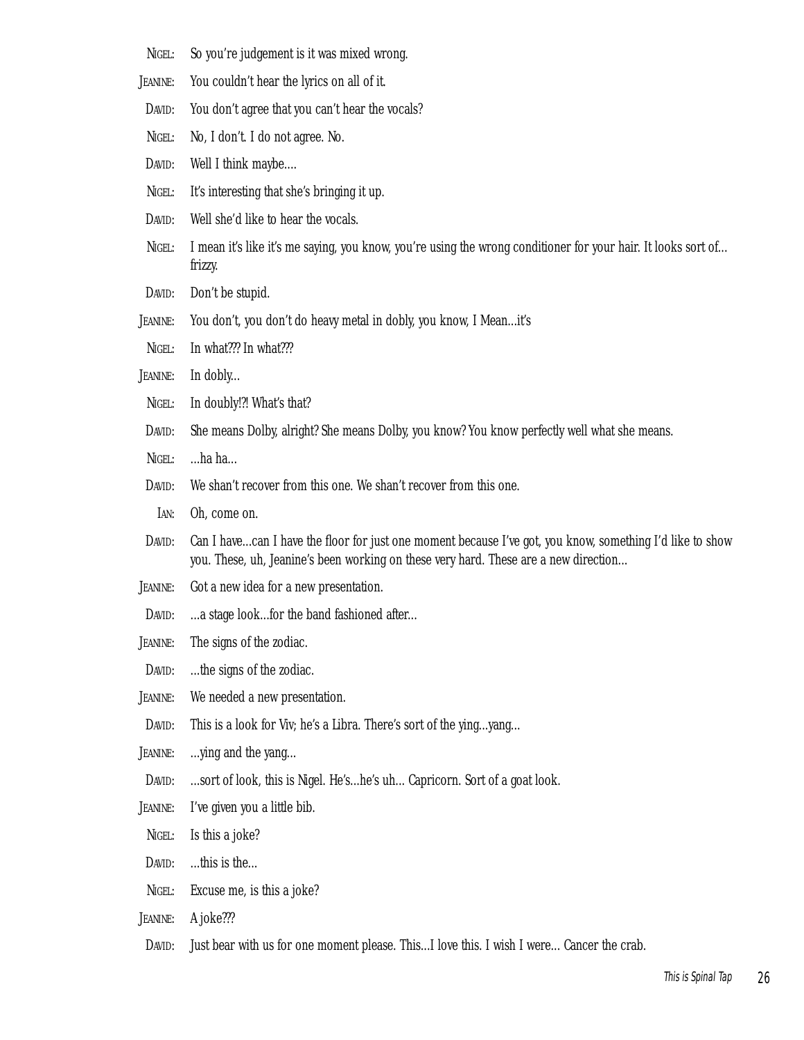NIGEL: So you're judgement is it was mixed wrong.

JEANINE: You couldn't hear the lyrics on all of it.

DAVID: You don't agree that you can't hear the vocals?

NIGEL: No, I don't. I do not agree. No.

DAVID: Well I think maybe....

NIGEL: It's interesting that she's bringing it up.

DAVID: Well she'd like to hear the vocals.

NIGEL: I mean it's like it's me saying, you know, you're using the wrong conditioner for your hair. It looks sort of... frizzy.

DAVID: Don't be stupid.

JEANINE: You don't, you don't do heavy metal in dobly, you know, I Mean...it's

NIGEL: In what??? In what???

JEANINE: In dobly...

NIGEL: In doubly!?! What's that?

DAVID: She means Dolby, alright? She means Dolby, you know? You know perfectly well what she means.

NIGEL: ...ha ha...

DAVID: We shan't recover from this one. We shan't recover from this one.

IAN: Oh, come on.

DAVID: Can I have...can I have the floor for just one moment because I've got, you know, something I'd like to show you. These, uh, Jeanine's been working on these very hard. These are a new direction...

JEANINE: Got a new idea for a new presentation.

DAVID: ...a stage look...for the band fashioned after...

JEANINE: The signs of the zodiac.

DAVID: ...the signs of the zodiac.

JEANINE: We needed a new presentation.

DAVID: This is a look for Viv; he's a Libra. There's sort of the ying...yang...

JEANINE: ...ying and the yang...

DAVID: ...sort of look, this is Nigel. He's...he's uh... Capricorn. Sort of a goat look.

JEANINE: I've given you a little bib.

NIGEL: Is this a joke?

DAVID: ...this is the...

NIGEL: Excuse me, is this a joke?

JEANINE: A joke???

DAVID: Just bear with us for one moment please. This...I love this. I wish I were... Cancer the crab.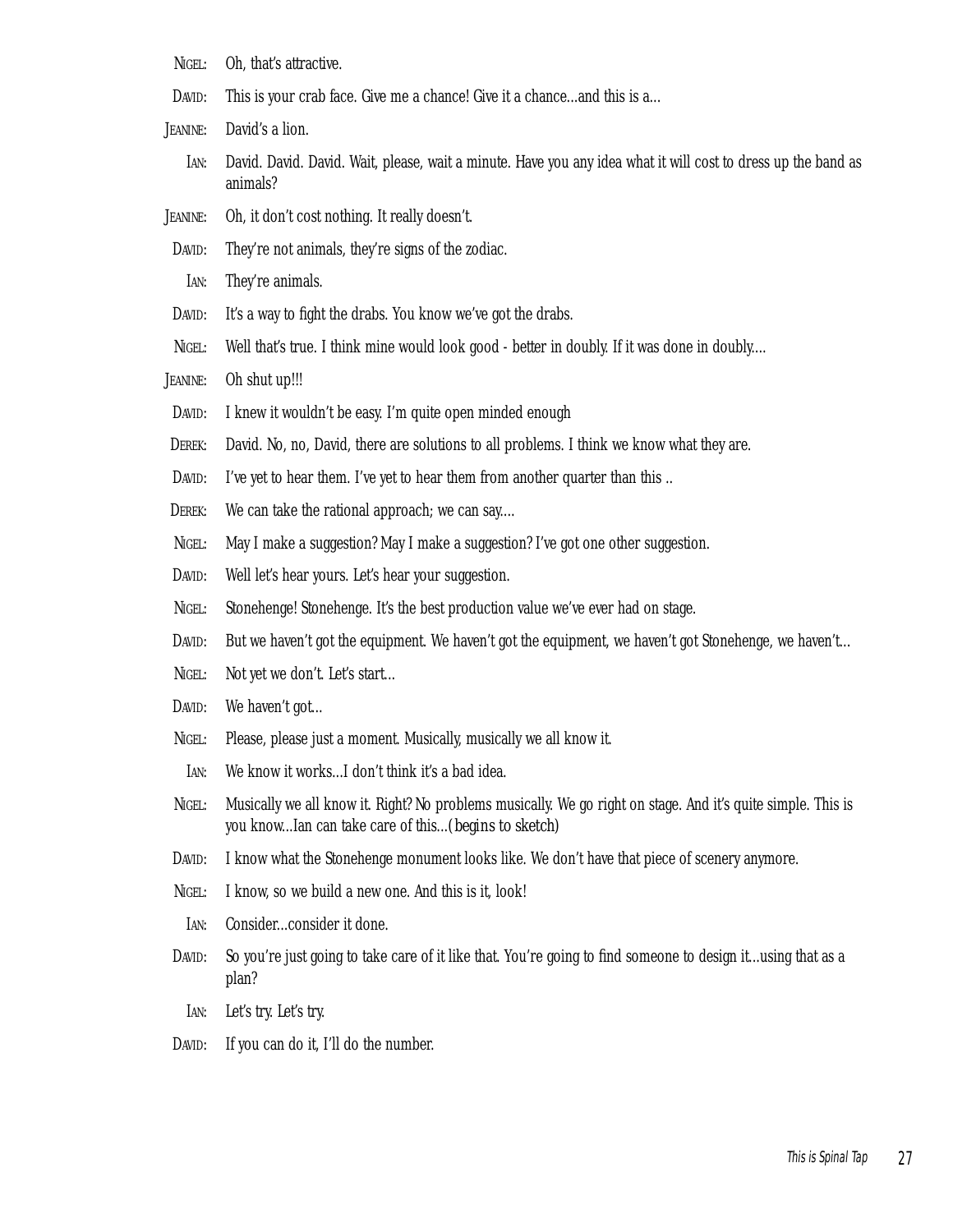NIGEL: Oh, that's attractive.

DAVID: This is your crab face. Give me a chance! Give it a chance...and this is a...

JEANINE: David's a lion.

IAN: David. David. David. Wait, please, wait a minute. Have you any idea what it will cost to dress up the band as animals?

JEANINE: Oh, it don't cost nothing. It really doesn't.

DAVID: They're not animals, they're signs of the zodiac.

IAN: They're animals.

DAVID: It's a way to fight the drabs. You know we've got the drabs.

NIGEL: Well that's true. I think mine would look good - better in doubly. If it was done in doubly....

JEANINE: Oh shut up!!!

DAVID: I knew it wouldn't be easy. I'm quite open minded enough

DEREK: David. No, no, David, there are solutions to all problems. I think we know what they are.

DAVID: I've yet to hear them. I've yet to hear them from another quarter than this ..

DEREK: We can take the rational approach; we can say....

NIGEL: May I make a suggestion? May I make a suggestion? I've got one other suggestion.

DAVID: Well let's hear yours. Let's hear your suggestion.

NIGEL: Stonehenge! Stonehenge. It's the best production value we've ever had on stage.

DAVID: But we haven't got the equipment. We haven't got the equipment, we haven't got Stonehenge, we haven't...

NIGEL: Not yet we don't. Let's start...

DAVID: We haven't got...

NIGEL: Please, please just a moment. Musically, musically we all know it.

IAN: We know it works...I don't think it's a bad idea.

NIGEL: Musically we all know it. Right? No problems musically. We go right on stage. And it's quite simple. This is you know...Ian can take care of this...(begins to sketch)

DAVID: I know what the Stonehenge monument looks like. We don't have that piece of scenery anymore.

NIGEL: I know, so we build a new one. And this is it, look!

IAN: Consider...consider it done.

DAVID: So you're just going to take care of it like that. You're going to find someone to design it...using that as a plan?

IAN: Let's try. Let's try.

DAVID: If you can do it, I'll do the number.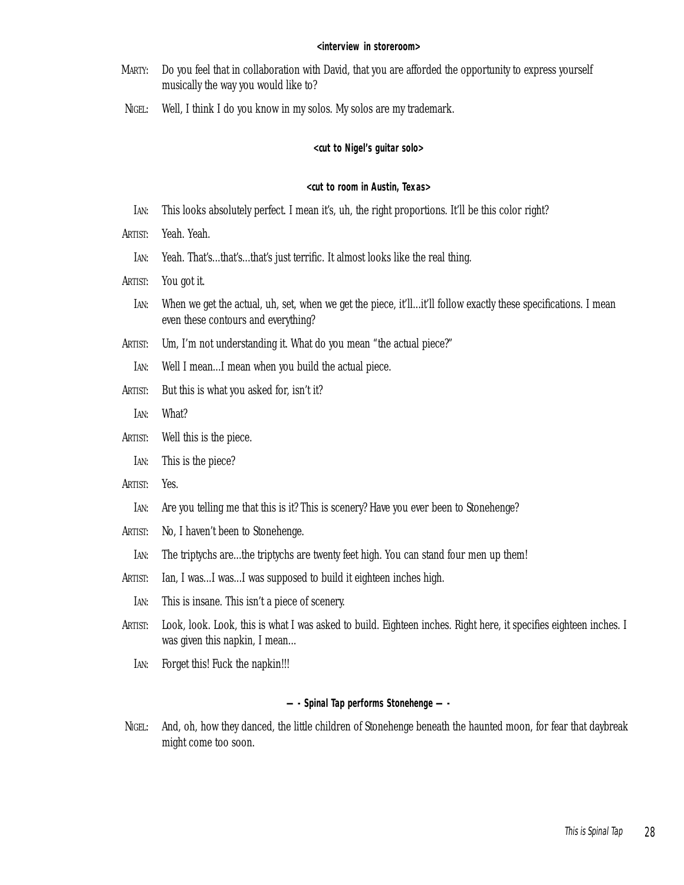**<interview in storeroom>**

MARTY: Do you feel that in collaboration with David, that you are afforded the opportunity to express yourself musically the way you would like to?

NIGEL: Well, I think I do you know in my solos. My solos are my trademark.

**<cut to Nigel's guitar solo>**

**<cut to room in Austin, Texas>**

IAN: This looks absolutely perfect. I mean it's, uh, the right proportions. It'll be this color right?

ARTIST: Yeah. Yeah.

IAN: Yeah. That's...that's...that's just terrific. It almost looks like the real thing.

ARTIST: You got it.

IAN: When we get the actual, uh, set, when we get the piece, it'll...it'll follow exactly these specifications. I mean even these contours and everything?

ARTIST: Um, I'm not understanding it. What do you mean "the actual piece?"

IAN: Well I mean...I mean when you build the actual piece.

ARTIST: But this is what you asked for, isn't it?

IAN: What?

ARTIST: Well this is the piece.

IAN: This is the piece?

ARTIST: Yes.

IAN: Are you telling me that this is it? This is scenery? Have you ever been to Stonehenge?

ARTIST: No, I haven't been to Stonehenge.

IAN: The triptychs are...the triptychs are twenty feet high. You can stand four men up them!

ARTIST: Ian, I was...I was...I was supposed to build it eighteen inches high.

IAN: This is insane. This isn't a piece of scenery.

ARTIST: Look, look. Look, this is what I was asked to build. Eighteen inches. Right here, it specifies eighteen inches. I was given this napkin, I mean...

IAN: Forget this! Fuck the napkin!!!

**— - Spinal Tap performs Stonehenge — -**

NIGEL: And, oh, how they danced, the little children of Stonehenge beneath the haunted moon, for fear that daybreak might come too soon.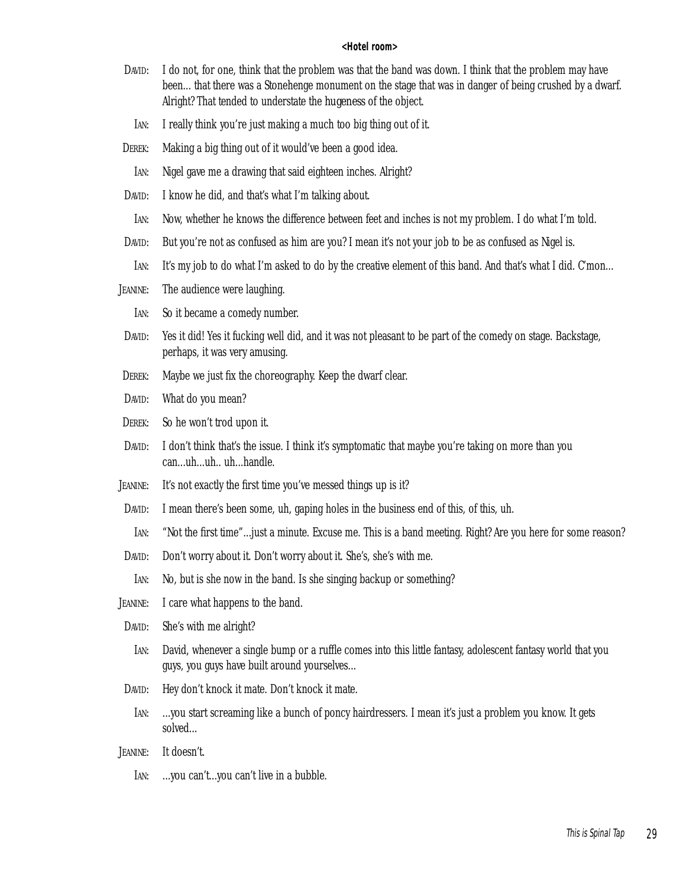**<Hotel room>**

DAVID: I do not, for one, think that the problem was that the band was down. I think that the problem may have been... that there was a Stonehenge monument on the stage that was in danger of being crushed by a dwarf. Alright? That tended to understate the hugeness of the object.

IAN: I really think you're just making a much too big thing out of it.

DEREK: Making a big thing out of it would've been a good idea.

IAN: Nigel gave me a drawing that said eighteen inches. Alright?

DAVID: I know he did, and that's what I'm talking about.

IAN: Now, whether he knows the difference between feet and inches is not my problem. I do what I'm told.

DAVID: But you're not as confused as him are you? I mean it's not your job to be as confused as Nigel is.

IAN: It's my job to do what I'm asked to do by the creative element of this band. And that's what I did. C'mon...

JEANINE: The audience were laughing.

IAN: So it became a comedy number.

DAVID: Yes it did! Yes it fucking well did, and it was not pleasant to be part of the comedy on stage. Backstage, perhaps, it was very amusing.

DEREK: Maybe we just fix the choreography. Keep the dwarf clear.

DAVID: What do you mean?

DEREK: So he won't trod upon it.

DAVID: I don't think that's the issue. I think it's symptomatic that maybe you're taking on more than you can...uh...uh.. uh...handle.

JEANINE: It's not exactly the first time you've messed things up is it?

DAVID: I mean there's been some, uh, gaping holes in the business end of this, of this, uh.

IAN: "Not the first time"...just a minute. Excuse me. This is a band meeting. Right? Are you here for some reason?

DAVID: Don't worry about it. Don't worry about it. She's, she's with me.

IAN: No, but is she now in the band. Is she singing backup or something?

JEANINE: I care what happens to the band.

DAVID: She's with me alright?

IAN: David, whenever a single bump or a ruffle comes into this little fantasy, adolescent fantasy world that you guys, you guys have built around yourselves...

DAVID: Hey don't knock it mate. Don't knock it mate.

IAN: ...you start screaming like a bunch of poncy hairdressers. I mean it's just a problem you know. It gets solved...

JEANINE: It doesn't.

IAN: ...you can't...you can't live in a bubble.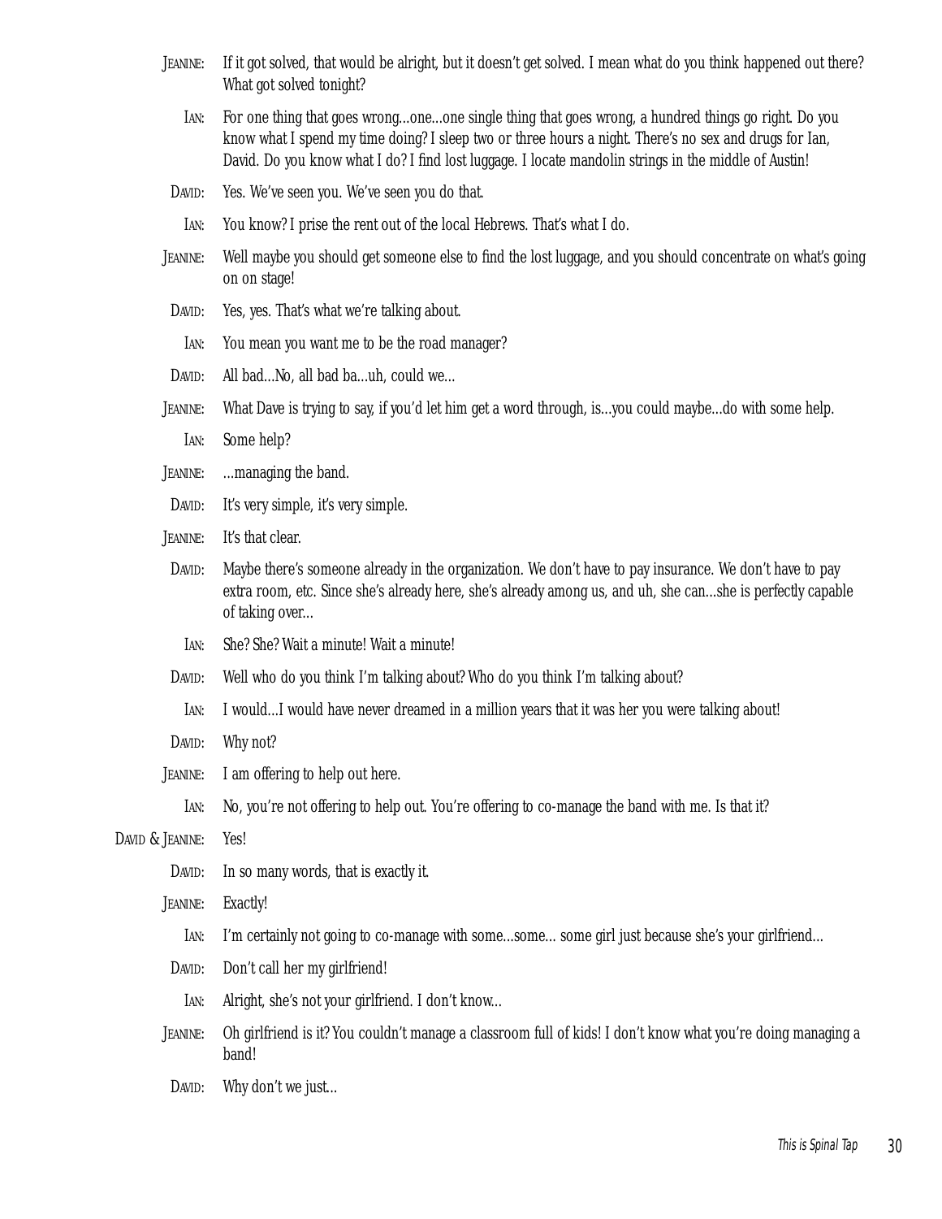JEANINE: If it got solved, that would be alright, but it doesn't get solved. I mean what do you think happened out there? What got solved tonight?

IAN: For one thing that goes wrong...one...one single thing that goes wrong, a hundred things go right. Do you know what I spend my time doing? I sleep two or three hours a night. There's no sex and drugs for Ian, David. Do you know what I do? I find lost luggage. I locate mandolin strings in the middle of Austin!

DAVID: Yes. We've seen you. We've seen you do that.

IAN: You know? I prise the rent out of the local Hebrews. That's what I do.

JEANINE: Well maybe you should get someone else to find the lost luggage, and you should concentrate on what's going on on stage!

DAVID: Yes, yes. That's what we're talking about.

IAN: You mean you want me to be the road manager?

DAVID: All bad...No, all bad ba...uh, could we...

JEANINE: What Dave is trying to say, if you'd let him get a word through, is...you could maybe...do with some help.

IAN: Some help?

JEANINE: ...managing the band.

DAVID: It's very simple, it's very simple.

JEANINE: It's that clear.

DAVID: Maybe there's someone already in the organization. We don't have to pay insurance. We don't have to pay extra room, etc. Since she's already here, she's already among us, and uh, she can...she is perfectly capable of taking over...

IAN: She? She? Wait a minute! Wait a minute!

DAVID: Well who do you think I'm talking about? Who do you think I'm talking about?

IAN: I would...I would have never dreamed in a million years that it was her you were talking about!

DAVID: Why not?

JEANINE: I am offering to help out here.

IAN: No, you're not offering to help out. You're offering to co-manage the band with me. Is that it?

DAVID & JEANINE: Yes!

DAVID: In so many words, that is exactly it.

JEANINE: Exactly!

IAN: I'm certainly not going to co-manage with some...some... some girl just because she's your girlfriend...

DAVID: Don't call her my girlfriend!

IAN: Alright, she's not your girlfriend. I don't know...

JEANINE: Oh girlfriend is it? You couldn't manage a classroom full of kids! I don't know what you're doing managing a band!

DAVID: Why don't we just...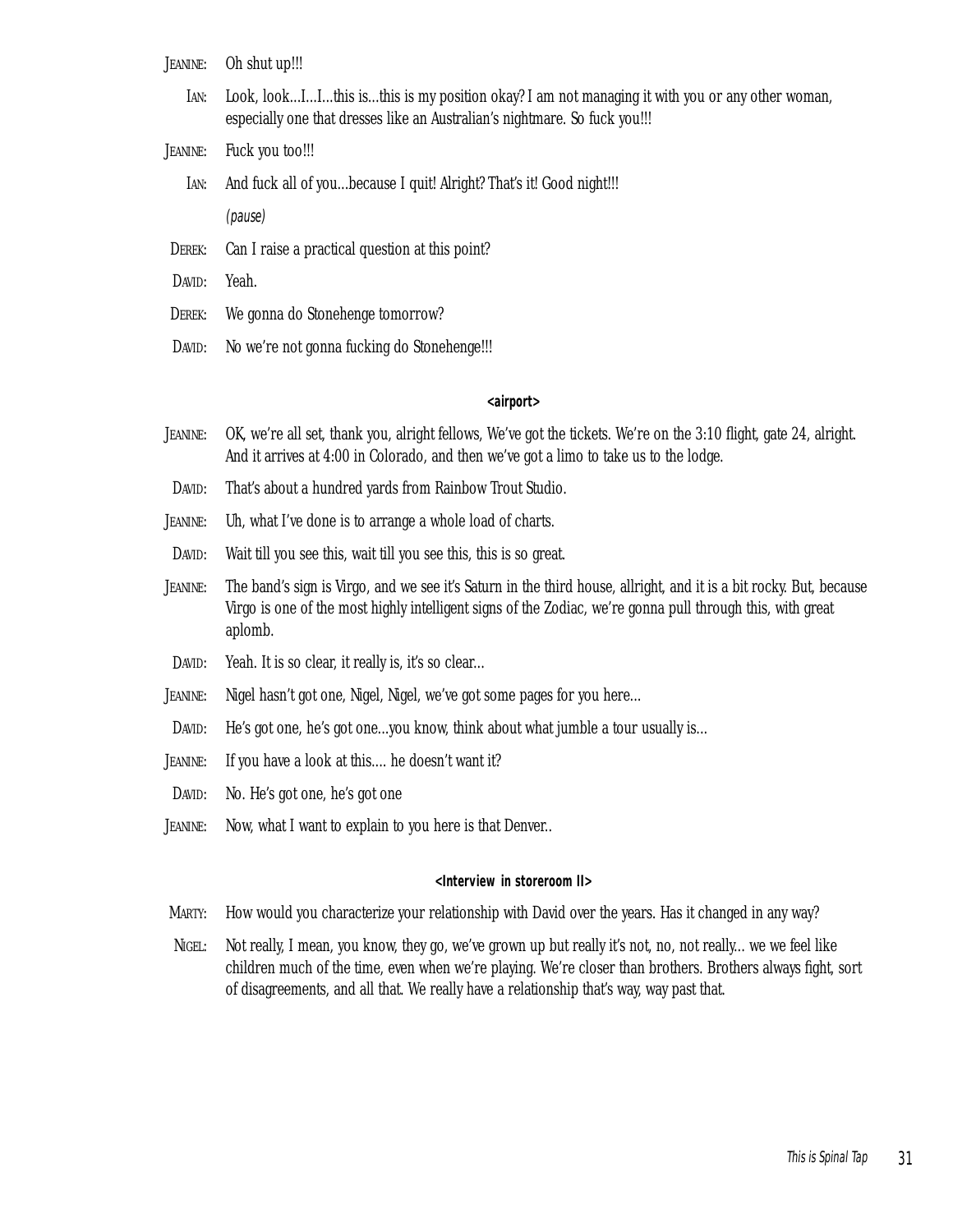JEANINE: Oh shut up!!!

IAN: Look, look...I...I...this is...this is my position okay? I am not managing it with you or any other woman, especially one that dresses like an Australian's nightmare. So fuck you!!!

JEANINE: Fuck you too!!!

IAN: And fuck all of you...because I quit! Alright? That's it! Good night!!!

*(pause)*

DEREK: Can I raise a practical question at this point?

DAVID: Yeah.

DEREK: We gonna do Stonehenge tomorrow?

DAVID: No we're not gonna fucking do Stonehenge!!!

**<airport>**

JEANINE: OK, we're all set, thank you, alright fellows, We've got the tickets. We're on the 3:10 flight, gate 24, alright. And it arrives at 4:00 in Colorado, and then we've got a limo to take us to the lodge.

DAVID: That's about a hundred yards from Rainbow Trout Studio.

JEANINE: Uh, what I've done is to arrange a whole load of charts.

DAVID: Wait till you see this, wait till you see this, this is so great.

JEANINE: The band's sign is Virgo, and we see it's Saturn in the third house, allright, and it is a bit rocky. But, because Virgo is one of the most highly intelligent signs of the Zodiac, we're gonna pull through this, with great aplomb.

DAVID: Yeah. It is so clear, it really is, it's so clear...

JEANINE: Nigel hasn't got one, Nigel, Nigel, we've got some pages for you here...

DAVID: He's got one, he's got one...you know, think about what jumble a tour usually is...

JEANINE: If you have a look at this.... he doesn't want it?

DAVID: No. He's got one, he's got one

JEANINE: Now, what I want to explain to you here is that Denver..

**<Interview in storeroom II>**

MARTY: How would you characterize your relationship with David over the years. Has it changed in any way?

NIGEL: Not really, I mean, you know, they go, we've grown up but really it's not, no, not really... we we feel like children much of the time, even when we're playing. We're closer than brothers. Brothers always fight, sort of disagreements, and all that. We really have a relationship that's way, way past that.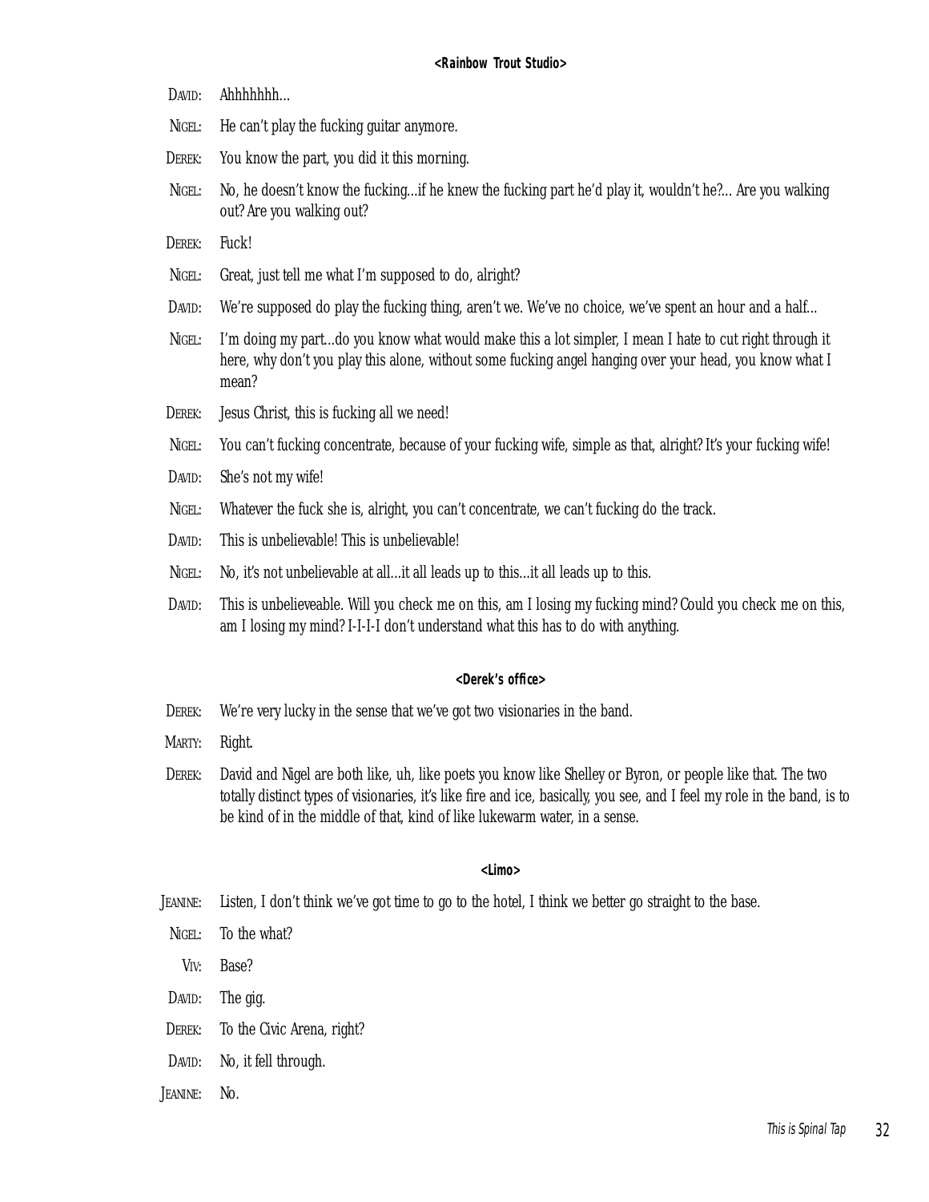**<Rainbow Trout Studio>**

DAVID: Ahhhhhhh...

NIGEL: He can't play the fucking guitar anymore.

DEREK: You know the part, you did it this morning.

NIGEL: No, he doesn't know the fucking...if he knew the fucking part he'd play it, wouldn't he?... Are you walking out? Are you walking out?

DEREK: Fuck!

NIGEL: Great, just tell me what I'm supposed to do, alright?

DAVID: We're supposed do play the fucking thing, aren't we. We've no choice, we've spent an hour and a half...

NIGEL: I'm doing my part...do you know what would make this a lot simpler, I mean I hate to cut right through it here, why don't you play this alone, without some fucking angel hanging over your head, you know what I mean?

DEREK: Jesus Christ, this is fucking all we need!

NIGEL: You can't fucking concentrate, because of your fucking wife, simple as that, alright? It's your fucking wife!

DAVID: She's not my wife!

NIGEL: Whatever the fuck she is, alright, you can't concentrate, we can't fucking do the track.

DAVID: This is unbelievable! This is unbelievable!

NIGEL: No, it's not unbelievable at all...it all leads up to this...it all leads up to this.

DAVID: This is unbelieveable. Will you check me on this, am I losing my fucking mind? Could you check me on this, am I losing my mind? I-I-I-I don't understand what this has to do with anything.

**<Derek's office>**

DEREK: We're very lucky in the sense that we've got two visionaries in the band.

MARTY: Right.

DEREK: David and Nigel are both like, uh, like poets you know like Shelley or Byron, or people like that. The two totally distinct types of visionaries, it's like fire and ice, basically, you see, and I feel my role in the band, is to be kind of in the middle of that, kind of like lukewarm water, in a sense.

**<Limo>**

JEANINE: Listen, I don't think we've got time to go to the hotel, I think we better go straight to the base.

NIGEL: To the what?

VIV: Base?

DAVID: The gig.

DEREK: To the Civic Arena, right?

DAVID: No, it fell through.

JEANINE: No.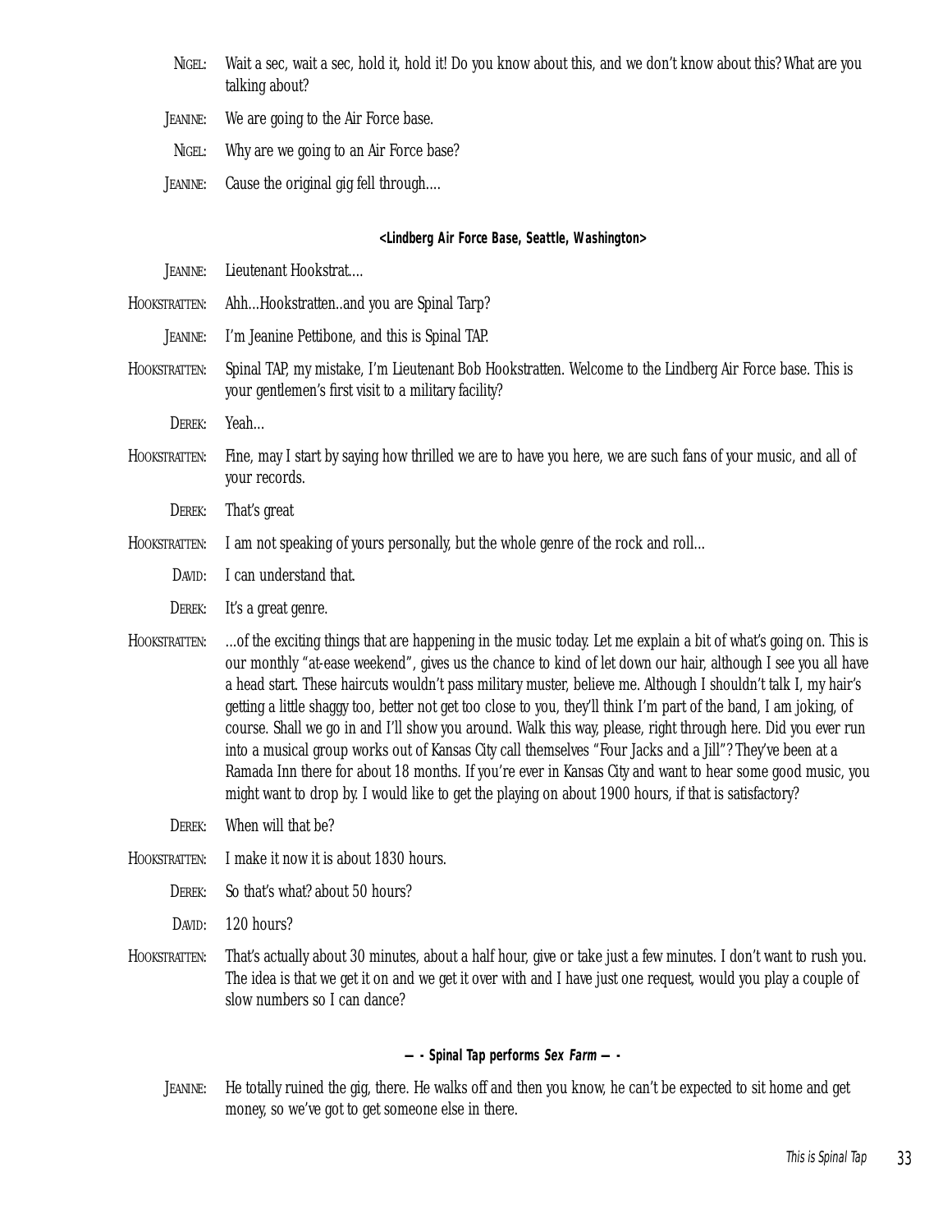NIGEL: Wait a sec, wait a sec, hold it, hold it! Do you know about this, and we don't know about this? What are you talking about?

JEANINE: We are going to the Air Force base.

NIGEL: Why are we going to an Air Force base?

JEANINE: Cause the original gig fell through....

**<Lindberg Air Force Base, Seattle, Washington>**

JEANINE: Lieutenant Hookstrat....

HOOKSTRATTEN: Ahh...Hookstratten..and you are Spinal Tarp?

JEANINE: I'm Jeanine Pettibone, and this is Spinal TAP.

HOOKSTRATTEN: Spinal TAP, my mistake, I'm Lieutenant Bob Hookstratten. Welcome to the Lindberg Air Force base. This is your gentlemen's first visit to a military facility?

DEREK: Yeah...

HOOKSTRATTEN: Fine, may I start by saying how thrilled we are to have you here, we are such fans of your music, and all of your records.

DEREK: That's great

HOOKSTRATTEN: I am not speaking of yours personally, but the whole genre of the rock and roll...

DAVID: I can understand that.

DEREK: It's a great genre.

HOOKSTRATTEN: ...of the exciting things that are happening in the music today. Let me explain a bit of what's going on. This is our monthly "at-ease weekend", gives us the chance to kind of let down our hair, although I see you all have a head start. These haircuts wouldn't pass military muster, believe me. Although I shouldn't talk I, my hair's getting a little shaggy too, better not get too close to you, they'll think I'm part of the band, I am joking, of course. Shall we go in and I'll show you around. Walk this way, please, right through here. Did you ever run into a musical group works out of Kansas City call themselves "Four Jacks and a Jill"? They've been at a Ramada Inn there for about 18 months. If you're ever in Kansas City and want to hear some good music, you might want to drop by. I would like to get the playing on about 1900 hours, if that is satisfactory?

DEREK: When will that be?

HOOKSTRATTEN: I make it now it is about 1830 hours.

DEREK: So that's what? about 50 hours?

DAVID: 120 hours?

HOOKSTRATTEN: That's actually about 30 minutes, about a half hour, give or take just a few minutes. I don't want to rush you. The idea is that we get it on and we get it over with and I have just one request, would you play a couple of slow numbers so I can dance?

**— - Spinal Tap performs *Sex Farm* — -**

JEANINE: He totally ruined the gig, there. He walks off and then you know, he can't be expected to sit home and get money, so we've got to get someone else in there.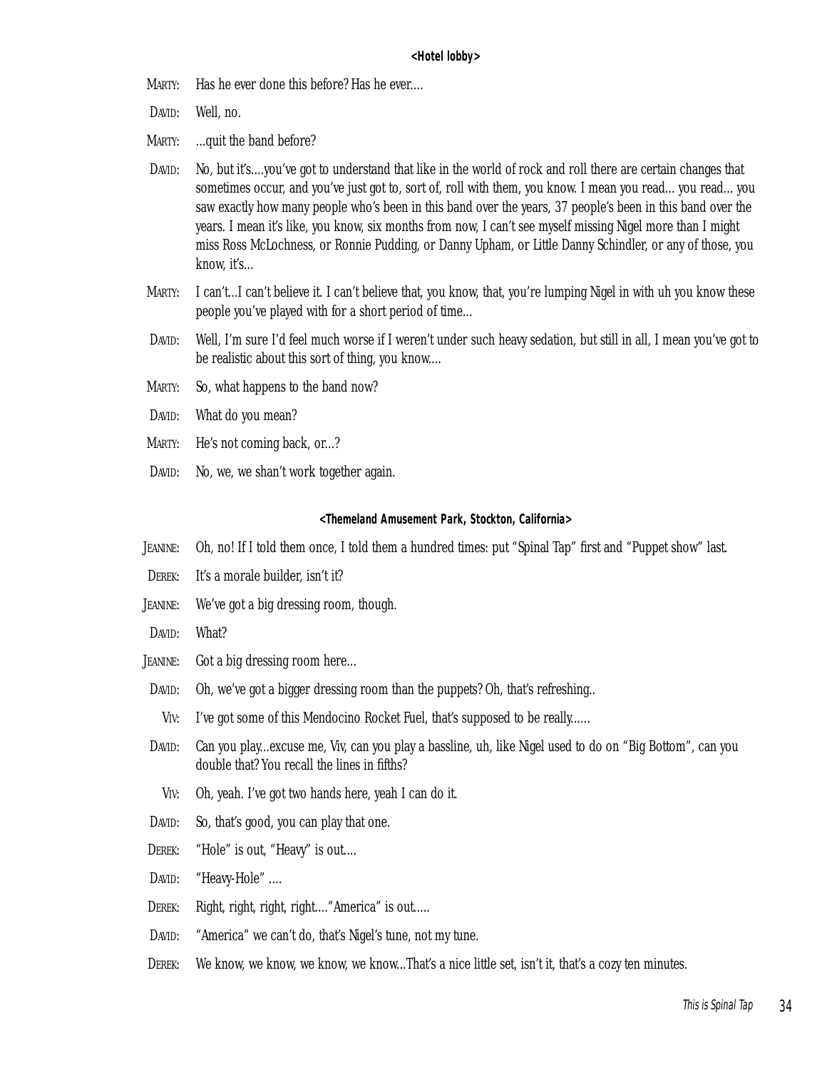**<Hotel lobby>**

MARTY: Has he ever done this before? Has he ever....

DAVID: Well, no.

MARTY: ...quit the band before?

DAVID: No, but it's....you've got to understand that like in the world of rock and roll there are certain changes that sometimes occur, and you've just got to, sort of, roll with them, you know. I mean you read... you read... you saw exactly how many people who's been in this band over the years, 37 people's been in this band over the years. I mean it's like, you know, six months from now, I can't see myself missing Nigel more than I might miss Ross McLochness, or Ronnie Pudding, or Danny Upham, or Little Danny Schindler, or any of those, you know, it's...

MARTY: I can't...I can't believe it. I can't believe that, you know, that, you're lumping Nigel in with uh you know these people you've played with for a short period of time...

DAVID: Well, I'm sure I'd feel much worse if I weren't under such heavy sedation, but still in all, I mean you've got to be realistic about this sort of thing, you know....

MARTY: So, what happens to the band now?

DAVID: What do you mean?

MARTY: He's not coming back, or...?

DAVID: No, we, we shan't work together again.

**<Themeland Amusement Park, Stockton, California>**

JEANINE: Oh, no! If I told them once, I told them a hundred times: put "Spinal Tap" first and "Puppet show" last.

DEREK: It's a morale builder, isn't it?

JEANINE: We've got a big dressing room, though.

DAVID: What?

JEANINE: Got a big dressing room here...

DAVID: Oh, we've got a bigger dressing room than the puppets? Oh, that's refreshing..

VIV: I've got some of this Mendocino Rocket Fuel, that's supposed to be really......

DAVID: Can you play...excuse me, Viv, can you play a bassline, uh, like Nigel used to do on "Big Bottom", can you double that? You recall the lines in fifths?

VIV: Oh, yeah. I've got two hands here, yeah I can do it.

DAVID: So, that's good, you can play that one.

DEREK: "Hole" is out, "Heavy" is out....

DAVID: "Heavy-Hole" ....

DEREK: Right, right, right, right...."America" is out.....

DAVID: "America" we can't do, that's Nigel's tune, not my tune.

DEREK: We know, we know, we know, we know...That's a nice little set, isn't it, that's a cozy ten minutes.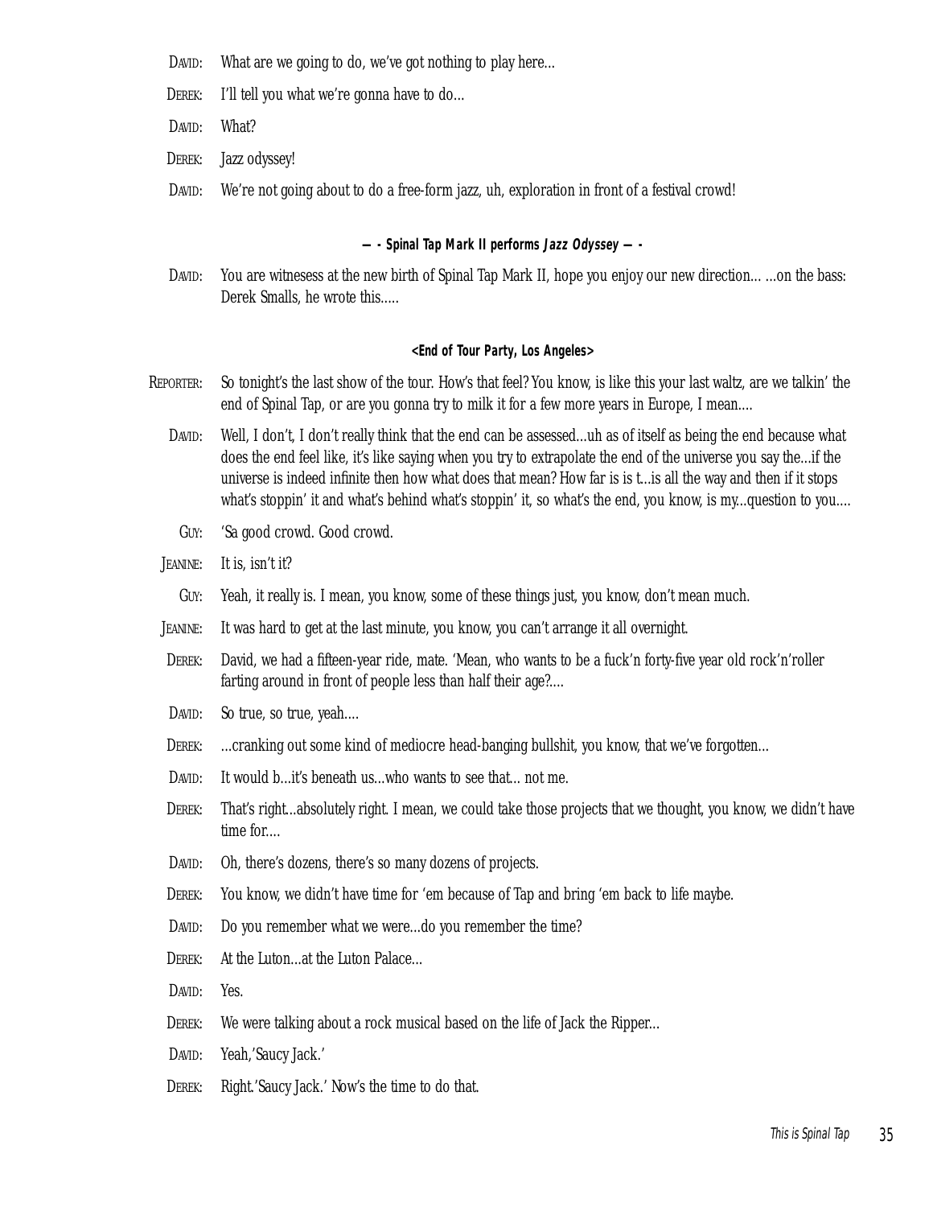DAVID: What are we going to do, we've got nothing to play here...

DEREK: I'll tell you what we're gonna have to do...

DAVID: What?

DEREK: Jazz odyssey!

DAVID: We're not going about to do a free-form jazz, uh, exploration in front of a festival crowd!

**— - Spinal Tap Mark II performs *Jazz Odyssey* — -**

DAVID: You are witnesess at the new birth of Spinal Tap Mark II, hope you enjoy our new direction... ...on the bass: Derek Smalls, he wrote this.....

**<End of Tour Party, Los Angeles>**

REPORTER: So tonight's the last show of the tour. How's that feel? You know, is like this your last waltz, are we talkin' the end of Spinal Tap, or are you gonna try to milk it for a few more years in Europe, I mean....

DAVID: Well, I don't, I don't really think that the end can be assessed...uh as of itself as being the end because what does the end feel like, it's like saying when you try to extrapolate the end of the universe you say the...if the universe is indeed infinite then how what does that mean? How far is is t...is all the way and then if it stops what's stoppin' it and what's behind what's stoppin' it, so what's the end, you know, is my...question to you....

GUY: 'Sa good crowd. Good crowd.

JEANINE: It is, isn't it?

GUY: Yeah, it really is. I mean, you know, some of these things just, you know, don't mean much.

JEANINE: It was hard to get at the last minute, you know, you can't arrange it all overnight.

DEREK: David, we had a fifteen-year ride, mate. 'Mean, who wants to be a fuck'n forty-five year old rock'n'roller farting around in front of people less than half their age?....

DAVID: So true, so true, yeah....

DEREK: ...cranking out some kind of mediocre head-banging bullshit, you know, that we've forgotten...

DAVID: It would b...it's beneath us...who wants to see that... not me.

DEREK: That's right...absolutely right. I mean, we could take those projects that we thought, you know, we didn't have time for....

DAVID: Oh, there's dozens, there's so many dozens of projects.

DEREK: You know, we didn't have time for 'em because of Tap and bring 'em back to life maybe.

DAVID: Do you remember what we were...do you remember the time?

DEREK: At the Luton...at the Luton Palace...

DAVID: Yes.

DEREK: We were talking about a rock musical based on the life of Jack the Ripper...

DAVID: Yeah,'Saucy Jack.'

DEREK: Right.'Saucy Jack.' Now's the time to do that.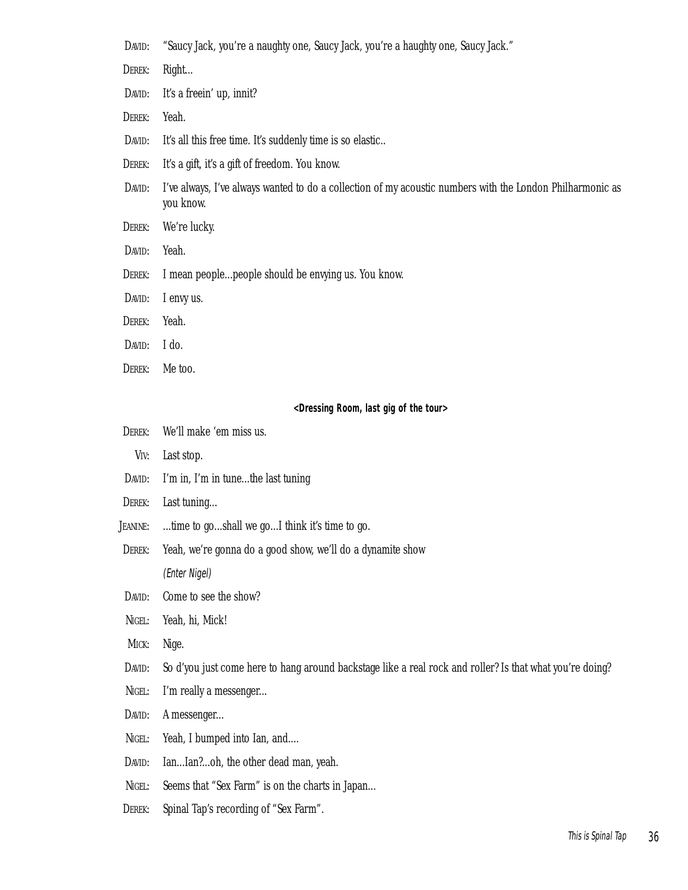DAVID: "Saucy Jack, you're a naughty one, Saucy Jack, you're a haughty one, Saucy Jack."

DEREK: Right...

DAVID: It's a freein' up, innit?

DEREK: Yeah.

DAVID: It's all this free time. It's suddenly time is so elastic..

DEREK: It's a gift, it's a gift of freedom. You know.

DAVID: I've always, I've always wanted to do a collection of my acoustic numbers with the London Philharmonic as you know.

DEREK: We're lucky.

DAVID: Yeah.

DEREK: I mean people...people should be envying us. You know.

DAVID: I envy us.

DEREK: Yeah.

DAVID: I do.

DEREK: Me too.

**<Dressing Room, last gig of the tour>**

DEREK: We'll make 'em miss us.

VIV: Last stop.

DAVID: I'm in, I'm in tune...the last tuning

DEREK: Last tuning...

JEANINE: ...time to go...shall we go...I think it's time to go.

DEREK: Yeah, we're gonna do a good show, we'll do a dynamite show

*(Enter Nigel)*

DAVID: Come to see the show?

NIGEL: Yeah, hi, Mick!

MICK: Nige.

DAVID: So d'you just come here to hang around backstage like a real rock and roller? Is that what you're doing?

NIGEL: I'm really a messenger...

DAVID: A messenger...

NIGEL: Yeah, I bumped into Ian, and....

DAVID: Ian...Ian?...oh, the other dead man, yeah.

NIGEL: Seems that "Sex Farm" is on the charts in Japan...

DEREK: Spinal Tap's recording of "Sex Farm".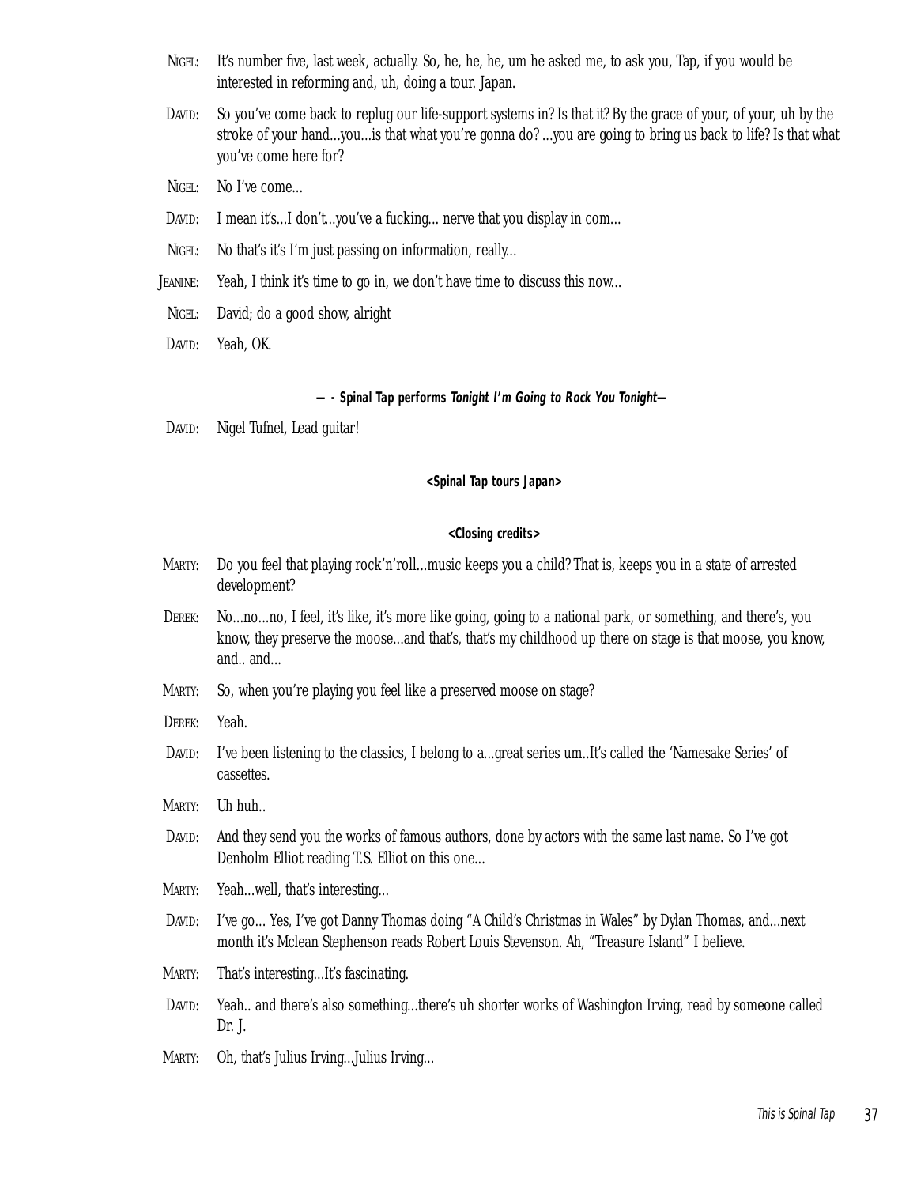NIGEL: It's number five, last week, actually. So, he, he, he, um he asked me, to ask you, Tap, if you would be interested in reforming and, uh, doing a tour. Japan.

DAVID: So you've come back to replug our life-support systems in? Is that it? By the grace of your, of your, uh by the stroke of your hand...you...is that what you're gonna do? ...you are going to bring us back to life? Is that what you've come here for?

NIGEL: No I've come...

DAVID: I mean it's...I don't...you've a fucking... nerve that you display in com...

NIGEL: No that's it's I'm just passing on information, really...

JEANINE: Yeah, I think it's time to go in, we don't have time to discuss this now...

NIGEL: David; do a good show, alright

DAVID: Yeah, OK.

**— - Spinal Tap performs *Tonight I'm Going to Rock You Tonight*—**

DAVID: Nigel Tufnel, Lead guitar!

**<Spinal Tap tours Japan>**

**<Closing credits>**

MARTY: Do you feel that playing rock'n'roll...music keeps you a child? That is, keeps you in a state of arrested development?

DEREK: No...no...no, I feel, it's like, it's more like going, going to a national park, or something, and there's, you know, they preserve the moose...and that's, that's my childhood up there on stage is that moose, you know, and.. and...

MARTY: So, when you're playing you feel like a preserved moose on stage?

DEREK: Yeah.

DAVID: I've been listening to the classics, I belong to a...great series um..It's called the 'Namesake Series' of cassettes.

MARTY: Uh huh..

DAVID: And they send you the works of famous authors, done by actors with the same last name. So I've got Denholm Elliot reading T.S. Elliot on this one...

MARTY: Yeah...well, that's interesting...

DAVID: I've go... Yes, I've got Danny Thomas doing "A Child's Christmas in Wales" by Dylan Thomas, and...next month it's Mclean Stephenson reads Robert Louis Stevenson. Ah, "Treasure Island" I believe.

MARTY: That's interesting...It's fascinating.

DAVID: Yeah.. and there's also something...there's uh shorter works of Washington Irving, read by someone called Dr. J.

MARTY: Oh, that's Julius Irving...Julius Irving...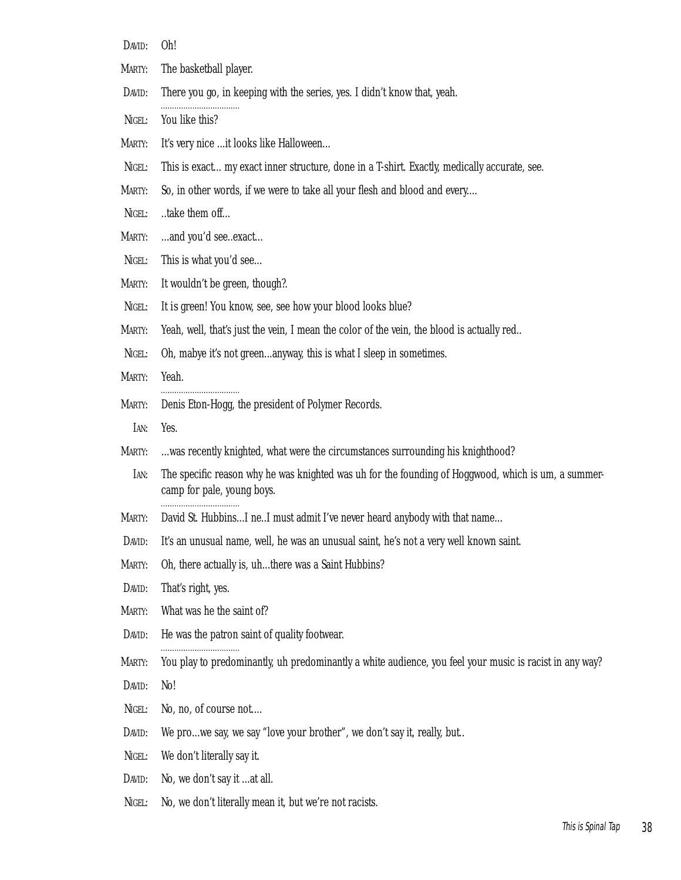DAVID: Oh!

MARTY: The basketball player.

DAVID: There you go, in keeping with the series, yes. I didn't know that, yeah.

---

NIGEL: You like this?

MARTY: It's very nice ...it looks like Halloween...

NIGEL: This is exact... my exact inner structure, done in a T-shirt. Exactly, medically accurate, see.

MARTY: So, in other words, if we were to take all your flesh and blood and every....

NIGEL: ..take them off...

MARTY: ...and you'd see..exact...

NIGEL: This is what you'd see...

MARTY: It wouldn't be green, though?.

NIGEL: It is green! You know, see, see how your blood looks blue?

MARTY: Yeah, well, that's just the vein, I mean the color of the vein, the blood is actually red..

NIGEL: Oh, mabye it's not green...anyway, this is what I sleep in sometimes.

MARTY: Yeah.

---

MARTY: Denis Eton-Hogg, the president of Polymer Records.

IAN: Yes.

MARTY: ...was recently knighted, what were the circumstances surrounding his knighthood?

IAN: The specific reason why he was knighted was uh for the founding of Hoggwood, which is um, a summer-camp for pale, young boys.

---

MARTY: David St. Hubbins...I ne..I must admit I've never heard anybody with that name...

DAVID: It's an unusual name, well, he was an unusual saint, he's not a very well known saint.

MARTY: Oh, there actually is, uh...there was a Saint Hubbins?

DAVID: That's right, yes.

MARTY: What was he the saint of?

DAVID: He was the patron saint of quality footwear.

---

MARTY: You play to predominantly, uh predominantly a white audience, you feel your music is racist in any way?

DAVID: No!

NIGEL: No, no, of course not....

DAVID: We pro...we say, we say "love your brother", we don't say it, really, but..

NIGEL: We don't literally say it.

DAVID: No, we don't say it ...at all.

NIGEL: No, we don't literally mean it, but we're not racists.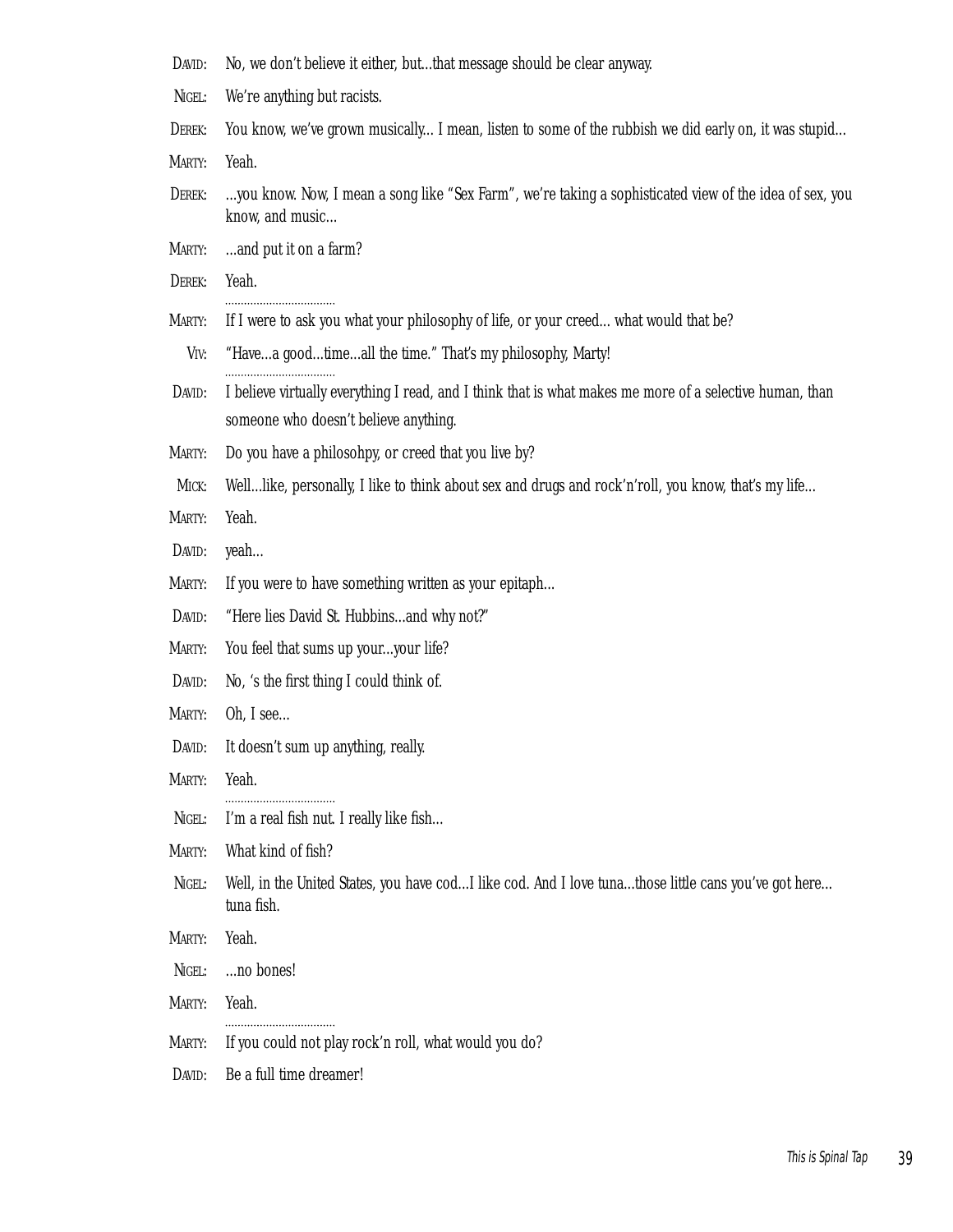**David:** No, we don't believe it either, but...that message should be clear anyway.

**Nigel:** We're anything but racists.

**Derek:** You know, we've grown musically... I mean, listen to some of the rubbish we did early on, it was stupid...

**Marty:** Yeah.

**Derek:** ...you know. Now, I mean a song like "Sex Farm", we're taking a sophisticated view of the idea of sex, you know, and music...

**Marty:** ...and put it on a farm?

**Derek:** Yeah.

---

**Marty:** If I were to ask you what your philosophy of life, or your creed... what would that be?

**Viv:** "Have...a good...time...all the time." That's my philosophy, Marty!

---

**David:** I believe virtually everything I read, and I think that is what makes me more of a selective human, than someone who doesn't believe anything.

**Marty:** Do you have a philosohpy, or creed that you live by?

**Mick:** Well...like, personally, I like to think about sex and drugs and rock'n'roll, you know, that's my life...

**Marty:** Yeah.

**David:** yeah...

**Marty:** If you were to have something written as your epitaph...

**David:** "Here lies David St. Hubbins...and why not?"

**Marty:** You feel that sums up your...your life?

**David:** No, 's the first thing I could think of.

**Marty:** Oh, I see...

**David:** It doesn't sum up anything, really.

**Marty:** Yeah.

---

**Nigel:** I'm a real fish nut. I really like fish...

**Marty:** What kind of fish?

**Nigel:** Well, in the United States, you have cod...I like cod. And I love tuna...those little cans you've got here... tuna fish.

**Marty:** Yeah.

**Nigel:** ...no bones!

**Marty:** Yeah.

---

**Marty:** If you could not play rock'n roll, what would you do?

**David:** Be a full time dreamer!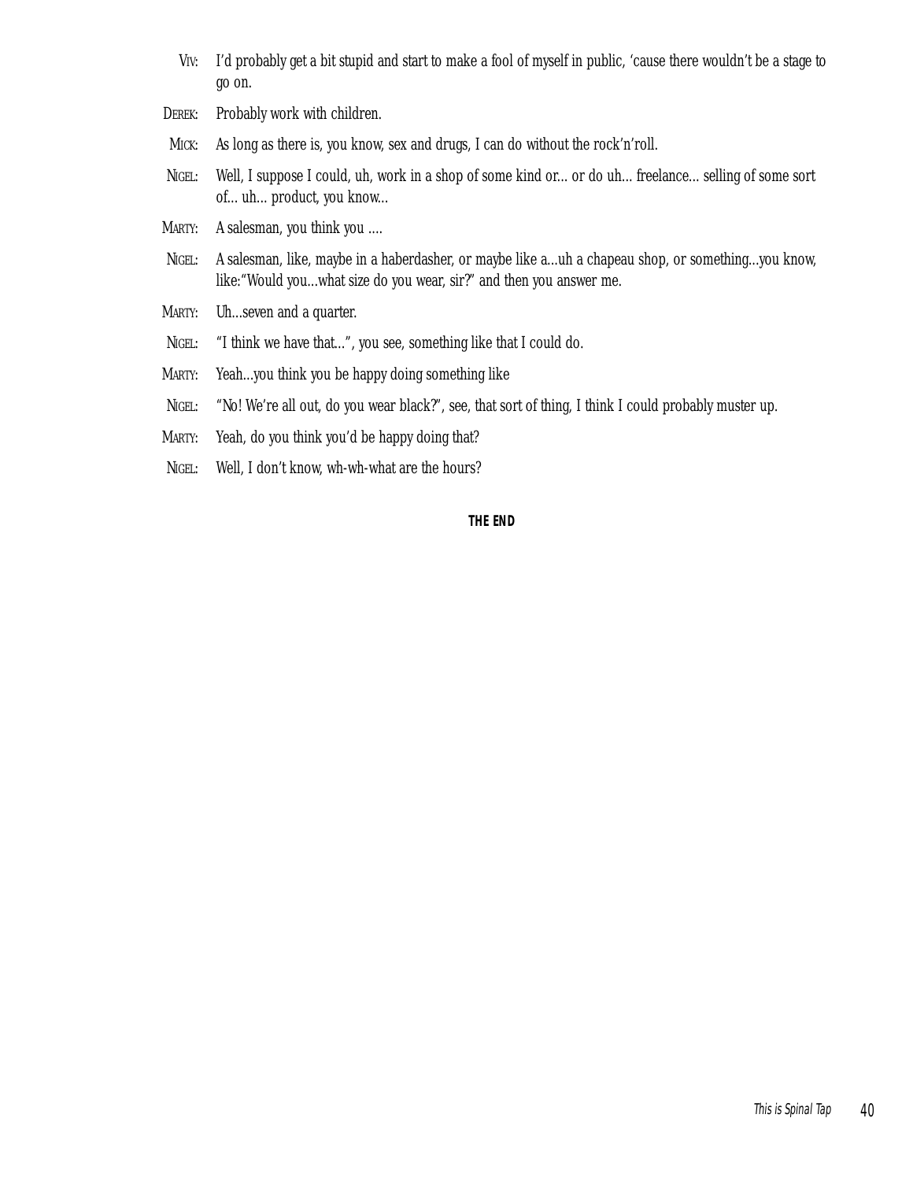VIV: I'd probably get a bit stupid and start to make a fool of myself in public, 'cause there wouldn't be a stage to go on.

DEREK: Probably work with children.

MICK: As long as there is, you know, sex and drugs, I can do without the rock'n'roll.

NIGEL: Well, I suppose I could, uh, work in a shop of some kind or... or do uh... freelance... selling of some sort of... uh... product, you know...

MARTY: A salesman, you think you ....

NIGEL: A salesman, like, maybe in a haberdasher, or maybe like a...uh a chapeau shop, or something...you know, like:"Would you...what size do you wear, sir?" and then you answer me.

MARTY: Uh...seven and a quarter.

NIGEL: "I think we have that...", you see, something like that I could do.

MARTY: Yeah...you think you be happy doing something like

NIGEL: "No! We're all out, do you wear black?", see, that sort of thing, I think I could probably muster up.

MARTY: Yeah, do you think you'd be happy doing that?

NIGEL: Well, I don't know, wh-wh-what are the hours?

**THE END**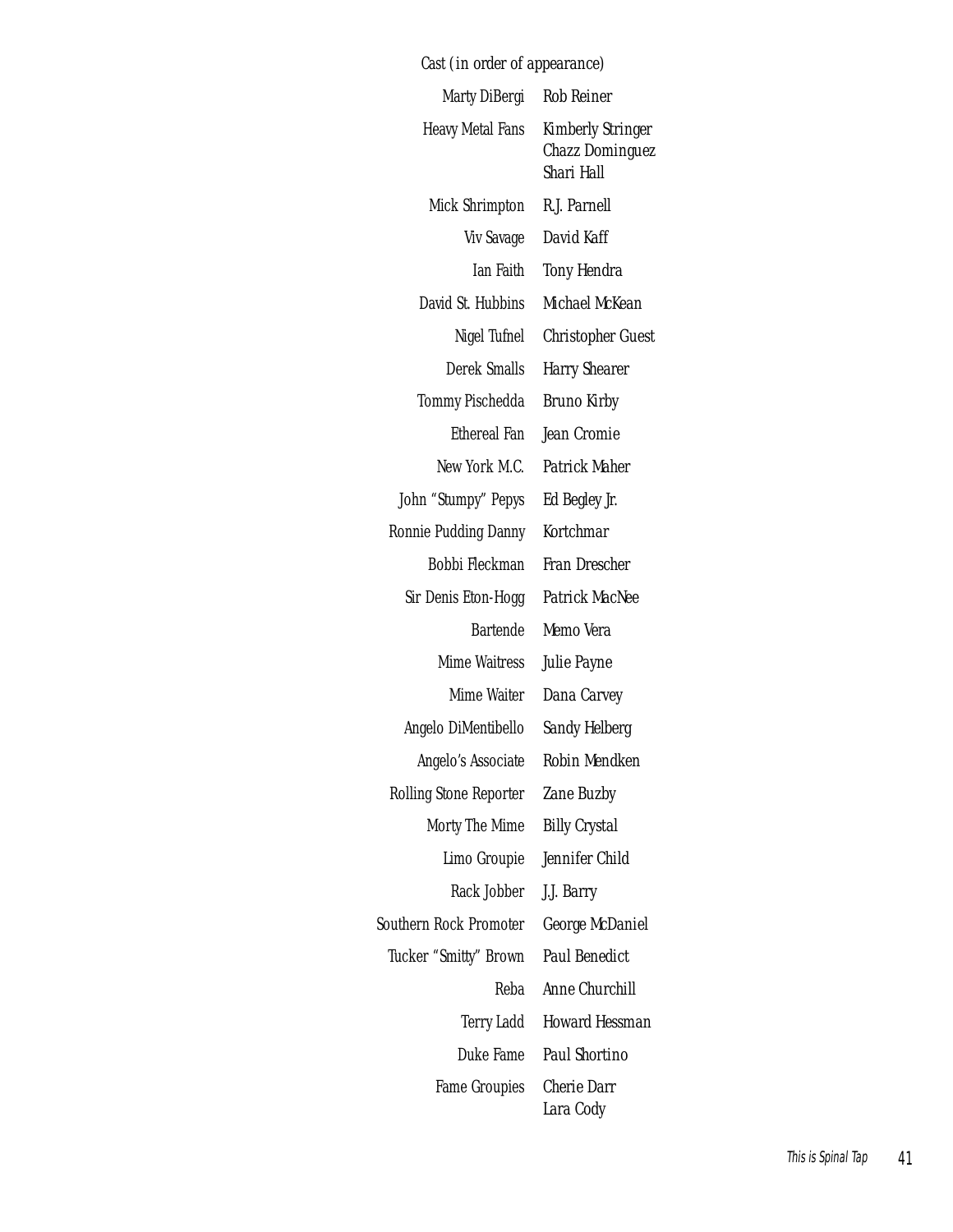Cast (in order of appearance)

| | |
|---|---|
| Marty DiBergi | Rob Reiner |
| Heavy Metal Fans | Kimberly Stringer<br>Chazz Dominguez<br>Shari Hall |
| Mick Shrimpton | R.J. Parnell |
| Viv Savage | David Kaff |
| Ian Faith | Tony Hendra |
| David St. Hubbins | Michael McKean |
| Nigel Tufnel | Christopher Guest |
| Derek Smalls | Harry Shearer |
| Tommy Pischedda | Bruno Kirby |
| Ethereal Fan | Jean Cromie |
| New York M.C. | Patrick Maher |
| John “Stumpy” Pepys | Ed Begley Jr. |
| Ronnie Pudding Danny | Kortchmar |
| Bobbi Fleckman | Fran Drescher |
| Sir Denis Eton-Hogg | Patrick MacNee |
| Bartende | Memo Vera |
| Mime Waitress | Julie Payne |
| Mime Waiter | Dana Carvey |
| Angelo DiMentibello | Sandy Helberg |
| Angelo’s Associate | Robin Mendken |
| Rolling Stone Reporter | Zane Buzby |
| Morty The Mime | Billy Crystal |
| Limo Groupie | Jennifer Child |
| Rack Jobber | J.J. Barry |
| Southern Rock Promoter | George McDaniel |
| Tucker “Smitty” Brown | Paul Benedict |
| Reba | Anne Churchill |
| Terry Ladd | Howard Hessman |
| Duke Fame | Paul Shortino |
| Fame Groupies | Cherie Darr<br>Lara Cody |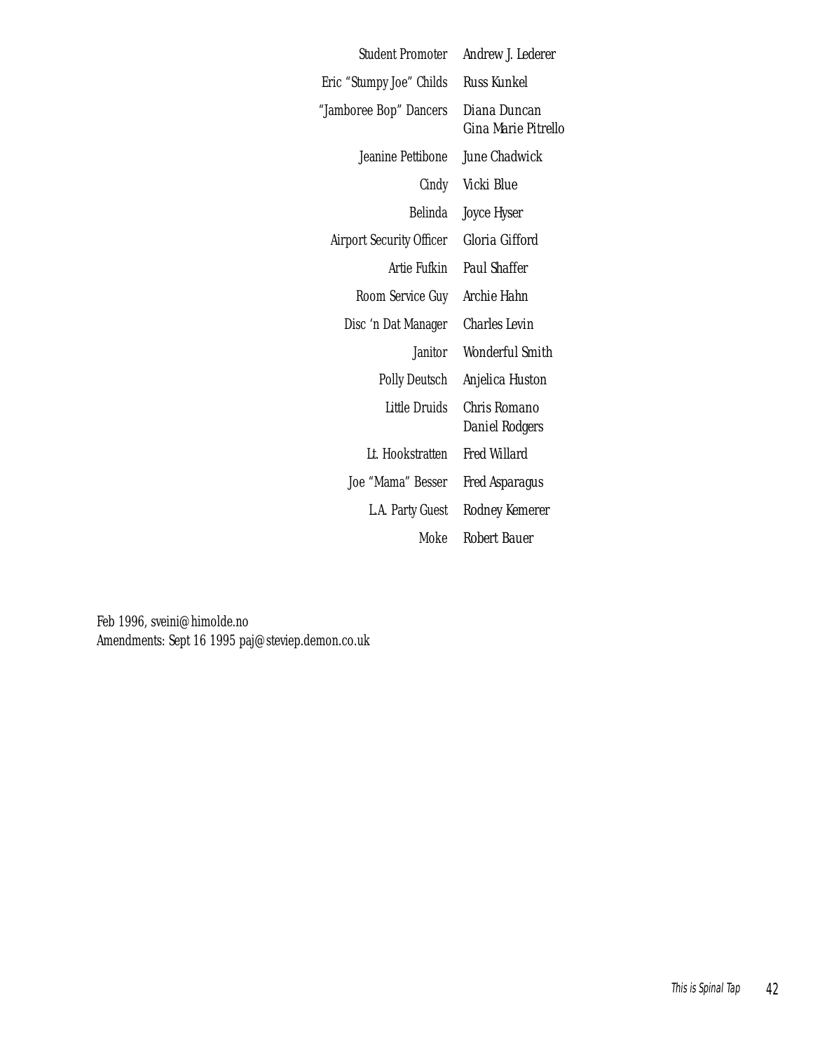| | |
|---|---|
| Student Promoter | Andrew J. Lederer |
| Eric "Stumpy Joe" Childs | Russ Kunkel |
| "Jamboree Bop" Dancers | Diana Duncan<br>Gina Marie Pitrello |
| Jeanine Pettibone | June Chadwick |
| Cindy | Vicki Blue |
| Belinda | Joyce Hyser |
| Airport Security Officer | Gloria Gifford |
| Artie Fufkin | Paul Shaffer |
| Room Service Guy | Archie Hahn |
| Disc 'n Dat Manager | Charles Levin |
| Janitor | Wonderful Smith |
| Polly Deutsch | Anjelica Huston |
| Little Druids | Chris Romano<br>Daniel Rodgers |
| Lt. Hookstratten | Fred Willard |
| Joe "Mama" Besser | Fred Asparagus |
| L.A. Party Guest | Rodney Kemerer |
| Moke | Robert Bauer |

Feb 1996, sveini@himolde.no
Amendments: Sept 16 1995 paj@steviep.demon.co.uk